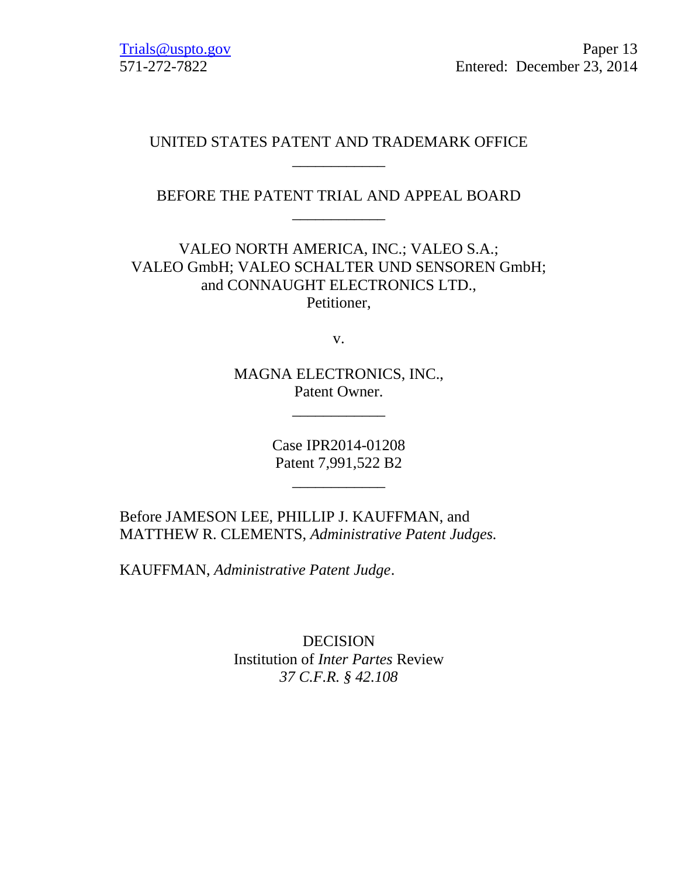Trials@uspto.gov
571-272-7822

Paper 13
Entered: December 23, 2014

UNITED STATES PATENT AND TRADEMARK OFFICE

\_\_\_\_\_\_\_\_\_\_\_\_

BEFORE THE PATENT TRIAL AND APPEAL BOARD

\_\_\_\_\_\_\_\_\_\_\_\_

VALEO NORTH AMERICA, INC.; VALEO S.A.;
VALEO GmbH; VALEO SCHALTER UND SENSOREN GmbH;
and CONNAUGHT ELECTRONICS LTD.,
Petitioner,

v.

MAGNA ELECTRONICS, INC.,
Patent Owner.

\_\_\_\_\_\_\_\_\_\_\_\_

Case IPR2014-01208
Patent 7,991,522 B2

\_\_\_\_\_\_\_\_\_\_\_\_

Before JAMESON LEE, PHILLIP J. KAUFFMAN, and
MATTHEW R. CLEMENTS, *Administrative Patent Judges.*

KAUFFMAN, *Administrative Patent Judge*.

DECISION
Institution of *Inter Partes* Review
*37 C.F.R. § 42.108*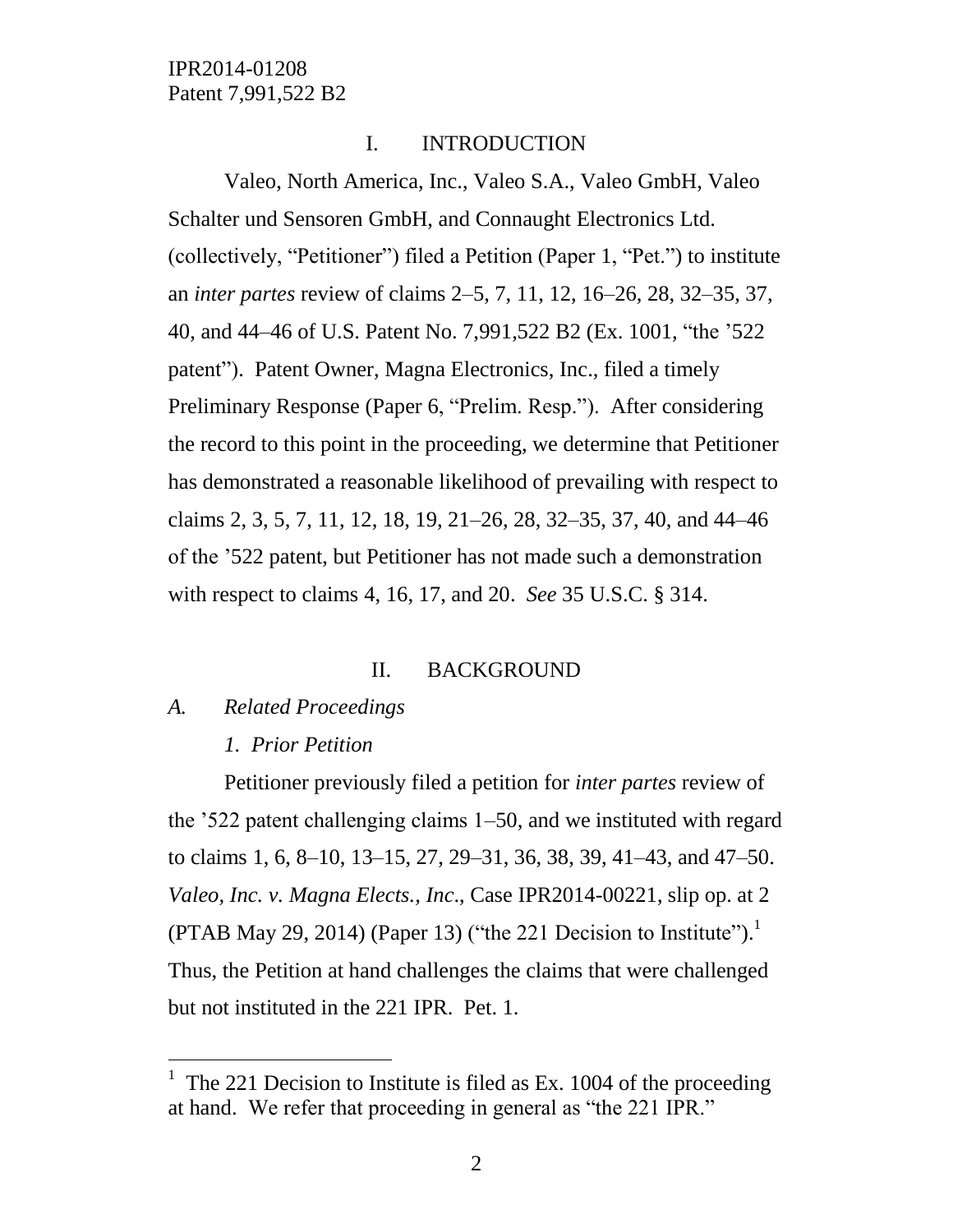## I. INTRODUCTION

Valeo, North America, Inc., Valeo S.A., Valeo GmbH, Valeo Schalter und Sensoren GmbH, and Connaught Electronics Ltd. (collectively, "Petitioner") filed a Petition (Paper 1, "Pet.") to institute an *inter partes* review of claims 2–5, 7, 11, 12, 16–26, 28, 32–35, 37, 40, and 44–46 of U.S. Patent No. 7,991,522 B2 (Ex. 1001, "the '522 patent"). Patent Owner, Magna Electronics, Inc., filed a timely Preliminary Response (Paper 6, "Prelim. Resp."). After considering the record to this point in the proceeding, we determine that Petitioner has demonstrated a reasonable likelihood of prevailing with respect to claims 2, 3, 5, 7, 11, 12, 18, 19, 21–26, 28, 32–35, 37, 40, and 44–46 of the '522 patent, but Petitioner has not made such a demonstration with respect to claims 4, 16, 17, and 20. *See* 35 U.S.C. § 314.

## II. BACKGROUND

### *A. Related Proceedings*

#### *1. Prior Petition*

Petitioner previously filed a petition for *inter partes* review of the '522 patent challenging claims 1–50, and we instituted with regard to claims 1, 6, 8–10, 13–15, 27, 29–31, 36, 38, 39, 41–43, and 47–50. *Valeo, Inc. v. Magna Elects., Inc*., Case IPR2014-00221, slip op. at 2 (PTAB May 29, 2014) (Paper 13) ("the 221 Decision to Institute").[1] Thus, the Petition at hand challenges the claims that were challenged but not instituted in the 221 IPR. Pet. 1.

[1] The 221 Decision to Institute is filed as Ex. 1004 of the proceeding at hand. We refer that proceeding in general as "the 221 IPR."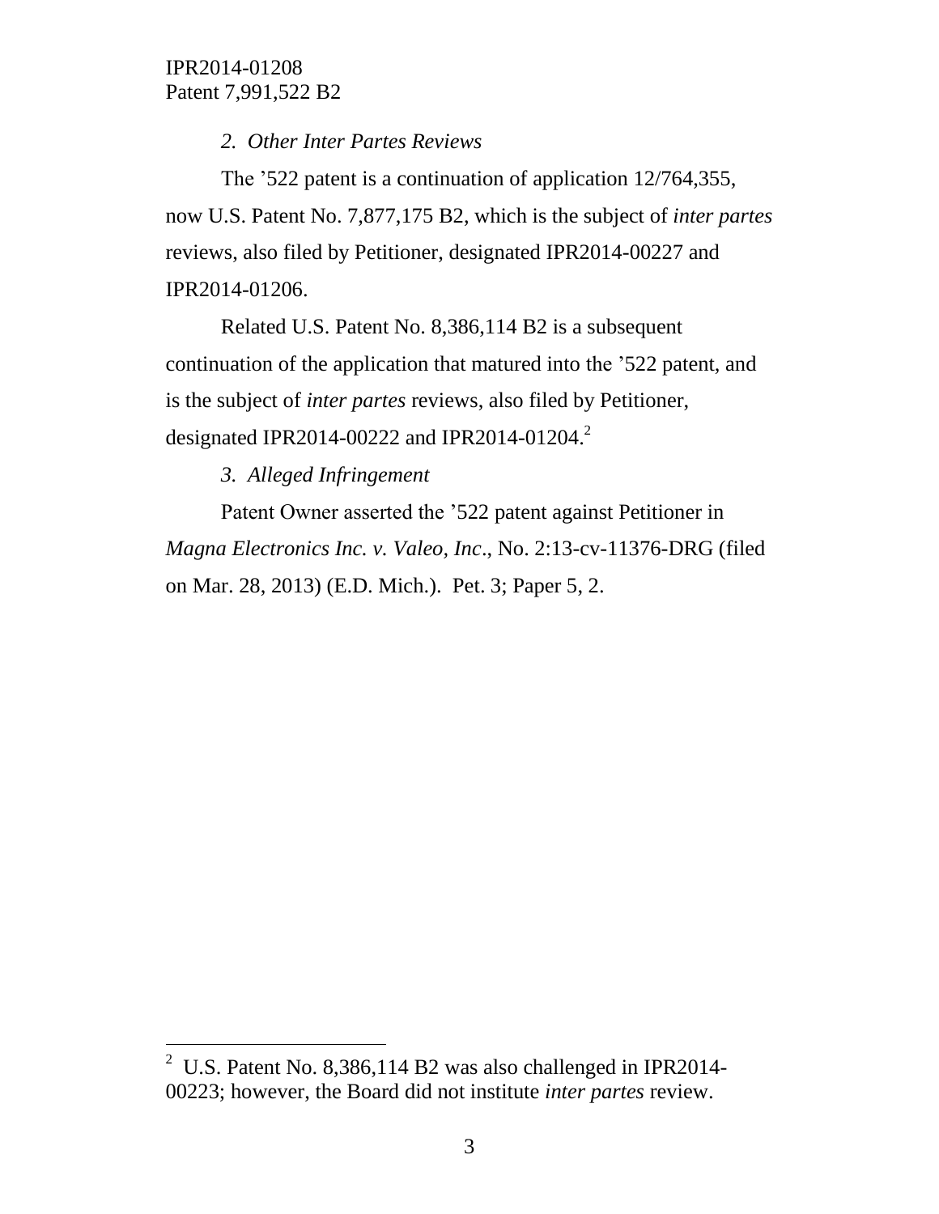*2. Other Inter Partes Reviews*

The ’522 patent is a continuation of application 12/764,355, now U.S. Patent No. 7,877,175 B2, which is the subject of *inter partes* reviews, also filed by Petitioner, designated IPR2014-00227 and IPR2014-01206.

Related U.S. Patent No. 8,386,114 B2 is a subsequent continuation of the application that matured into the ’522 patent, and is the subject of *inter partes* reviews, also filed by Petitioner, designated IPR2014-00222 and IPR2014-01204.[2]

*3. Alleged Infringement*

Patent Owner asserted the ’522 patent against Petitioner in *Magna Electronics Inc. v. Valeo, Inc*., No. 2:13-cv-11376-DRG (filed on Mar. 28, 2013) (E.D. Mich.). Pet. 3; Paper 5, 2.

---

[2] U.S. Patent No. 8,386,114 B2 was also challenged in IPR2014-00223; however, the Board did not institute *inter partes* review.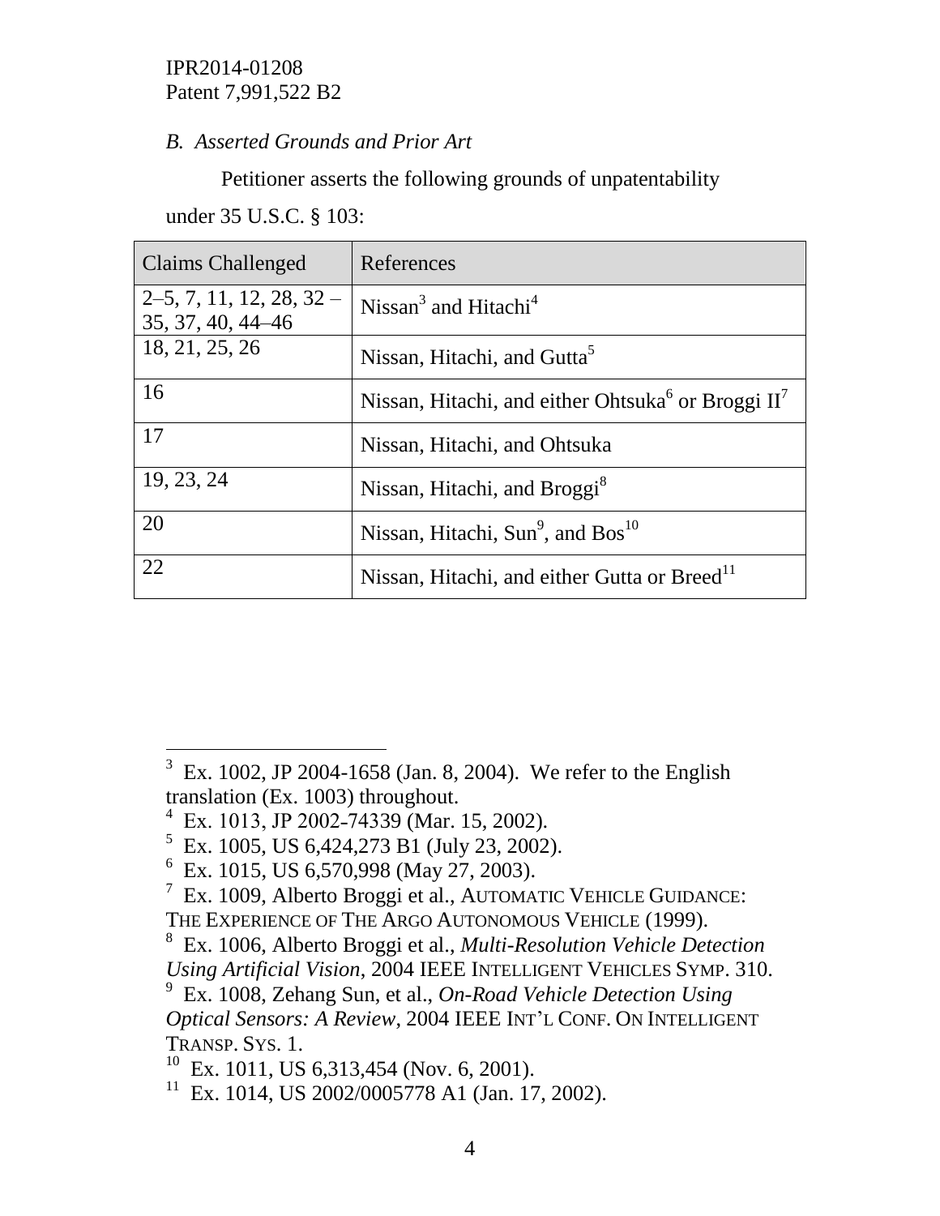### *B. Asserted Grounds and Prior Art*

Petitioner asserts the following grounds of unpatentability under 35 U.S.C. § 103:

| Claims Challenged | References |
|---|---|
| 2–5, 7, 11, 12, 28, 32 – 35, 37, 40, 44–46 | Nissan[3] and Hitachi[4] |
| 18, 21, 25, 26 | Nissan, Hitachi, and Gutta[5] |
| 16 | Nissan, Hitachi, and either Ohtsuka[6] or Broggi II[7] |
| 17 | Nissan, Hitachi, and Ohtsuka |
| 19, 23, 24 | Nissan, Hitachi, and Broggi[8] |
| 20 | Nissan, Hitachi, Sun[9], and Bos[10] |
| 22 | Nissan, Hitachi, and either Gutta or Breed[11] |

---

[3] Ex. 1002, JP 2004-1658 (Jan. 8, 2004). We refer to the English translation (Ex. 1003) throughout.

[4] Ex. 1013, JP 2002-74339 (Mar. 15, 2002).

[5] Ex. 1005, US 6,424,273 B1 (July 23, 2002).

[6] Ex. 1015, US 6,570,998 (May 27, 2003).

[7] Ex. 1009, Alberto Broggi et al., AUTOMATIC VEHICLE GUIDANCE: THE EXPERIENCE OF THE ARGO AUTONOMOUS VEHICLE (1999).

[8] Ex. 1006, Alberto Broggi et al., *Multi-Resolution Vehicle Detection Using Artificial Vision*, 2004 IEEE INTELLIGENT VEHICLES SYMP. 310.

[9] Ex. 1008, Zehang Sun, et al., *On-Road Vehicle Detection Using Optical Sensors: A Review*, 2004 IEEE INT'L CONF. ON INTELLIGENT TRANSP. SYS. 1.

[10] Ex. 1011, US 6,313,454 (Nov. 6, 2001).

[11] Ex. 1014, US 2002/0005778 A1 (Jan. 17, 2002).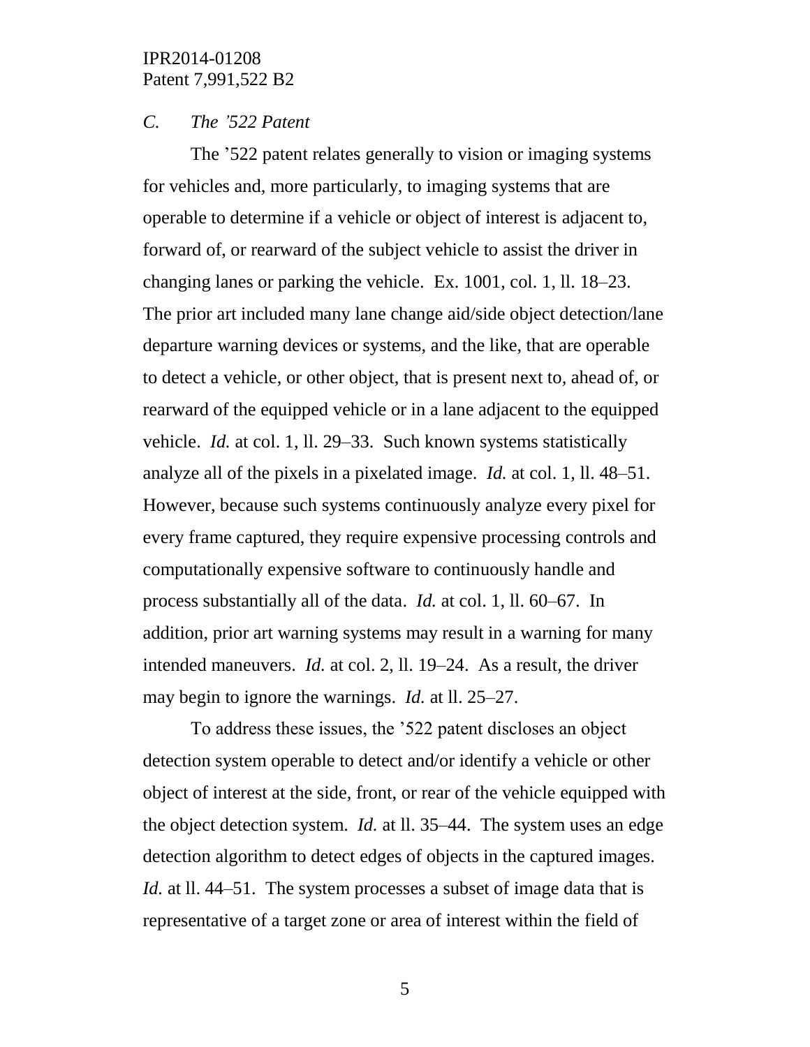### *C. The '522 Patent*

The '522 patent relates generally to vision or imaging systems for vehicles and, more particularly, to imaging systems that are operable to determine if a vehicle or object of interest is adjacent to, forward of, or rearward of the subject vehicle to assist the driver in changing lanes or parking the vehicle. Ex. 1001, col. 1, ll. 18–23. The prior art included many lane change aid/side object detection/lane departure warning devices or systems, and the like, that are operable to detect a vehicle, or other object, that is present next to, ahead of, or rearward of the equipped vehicle or in a lane adjacent to the equipped vehicle. *Id.* at col. 1, ll. 29–33. Such known systems statistically analyze all of the pixels in a pixelated image. *Id.* at col. 1, ll. 48–51. However, because such systems continuously analyze every pixel for every frame captured, they require expensive processing controls and computationally expensive software to continuously handle and process substantially all of the data. *Id.* at col. 1, ll. 60–67. In addition, prior art warning systems may result in a warning for many intended maneuvers. *Id.* at col. 2, ll. 19–24. As a result, the driver may begin to ignore the warnings. *Id.* at ll. 25–27.

To address these issues, the '522 patent discloses an object detection system operable to detect and/or identify a vehicle or other object of interest at the side, front, or rear of the vehicle equipped with the object detection system. *Id.* at ll. 35–44. The system uses an edge detection algorithm to detect edges of objects in the captured images. *Id.* at ll. 44–51. The system processes a subset of image data that is representative of a target zone or area of interest within the field of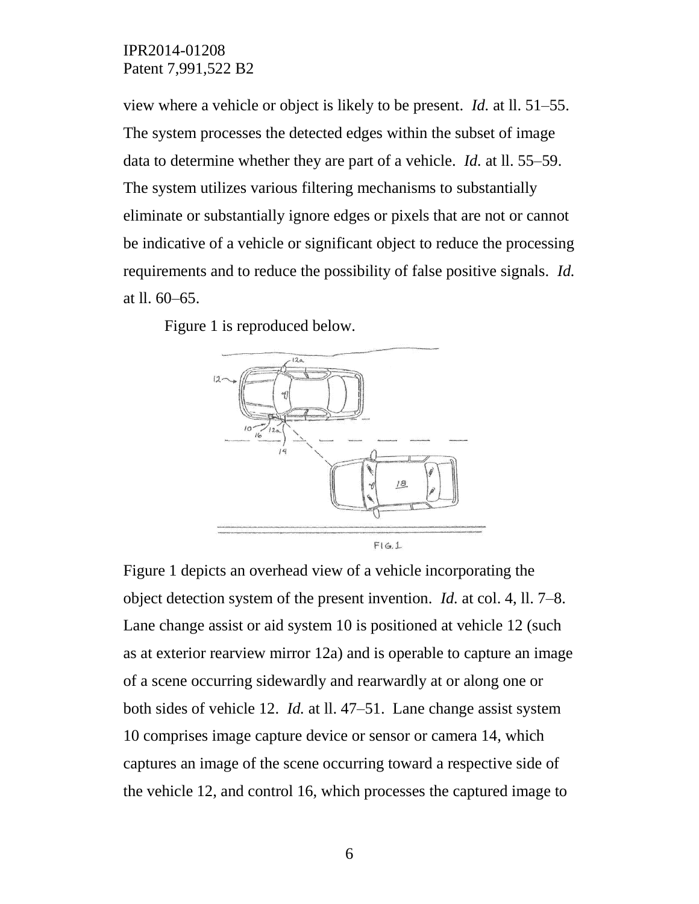view where a vehicle or object is likely to be present. *Id.* at ll. 51–55. The system processes the detected edges within the subset of image data to determine whether they are part of a vehicle. *Id.* at ll. 55–59. The system utilizes various filtering mechanisms to substantially eliminate or substantially ignore edges or pixels that are not or cannot be indicative of a vehicle or significant object to reduce the processing requirements and to reduce the possibility of false positive signals. *Id.* at ll. 60–65.

Figure 1 is reproduced below.

Figure 1 depicts an overhead view of a vehicle incorporating the object detection system of the present invention. *Id.* at col. 4, ll. 7–8. Lane change assist or aid system 10 is positioned at vehicle 12 (such as at exterior rearview mirror 12a) and is operable to capture an image of a scene occurring sidewardly and rearwardly at or along one or both sides of vehicle 12. *Id.* at ll. 47–51. Lane change assist system 10 comprises image capture device or sensor or camera 14, which captures an image of the scene occurring toward a respective side of the vehicle 12, and control 16, which processes the captured image to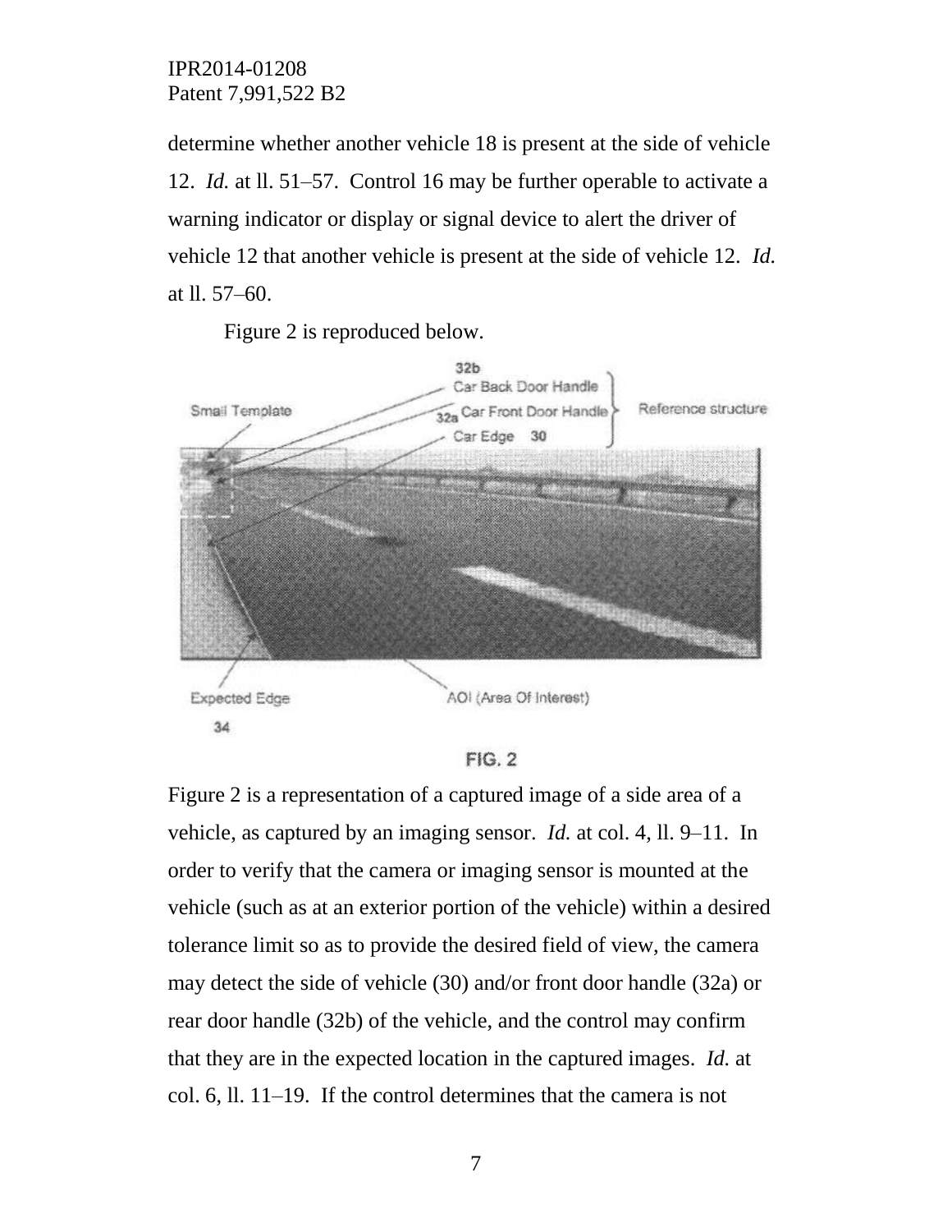determine whether another vehicle 18 is present at the side of vehicle 12. *Id.* at ll. 51–57. Control 16 may be further operable to activate a warning indicator or display or signal device to alert the driver of vehicle 12 that another vehicle is present at the side of vehicle 12. *Id.* at ll. 57–60.

Figure 2 is reproduced below.

FIG. 2

Figure 2 is a representation of a captured image of a side area of a vehicle, as captured by an imaging sensor. *Id.* at col. 4, ll. 9–11. In order to verify that the camera or imaging sensor is mounted at the vehicle (such as at an exterior portion of the vehicle) within a desired tolerance limit so as to provide the desired field of view, the camera may detect the side of vehicle (30) and/or front door handle (32a) or rear door handle (32b) of the vehicle, and the control may confirm that they are in the expected location in the captured images. *Id.* at col. 6, ll. 11–19. If the control determines that the camera is not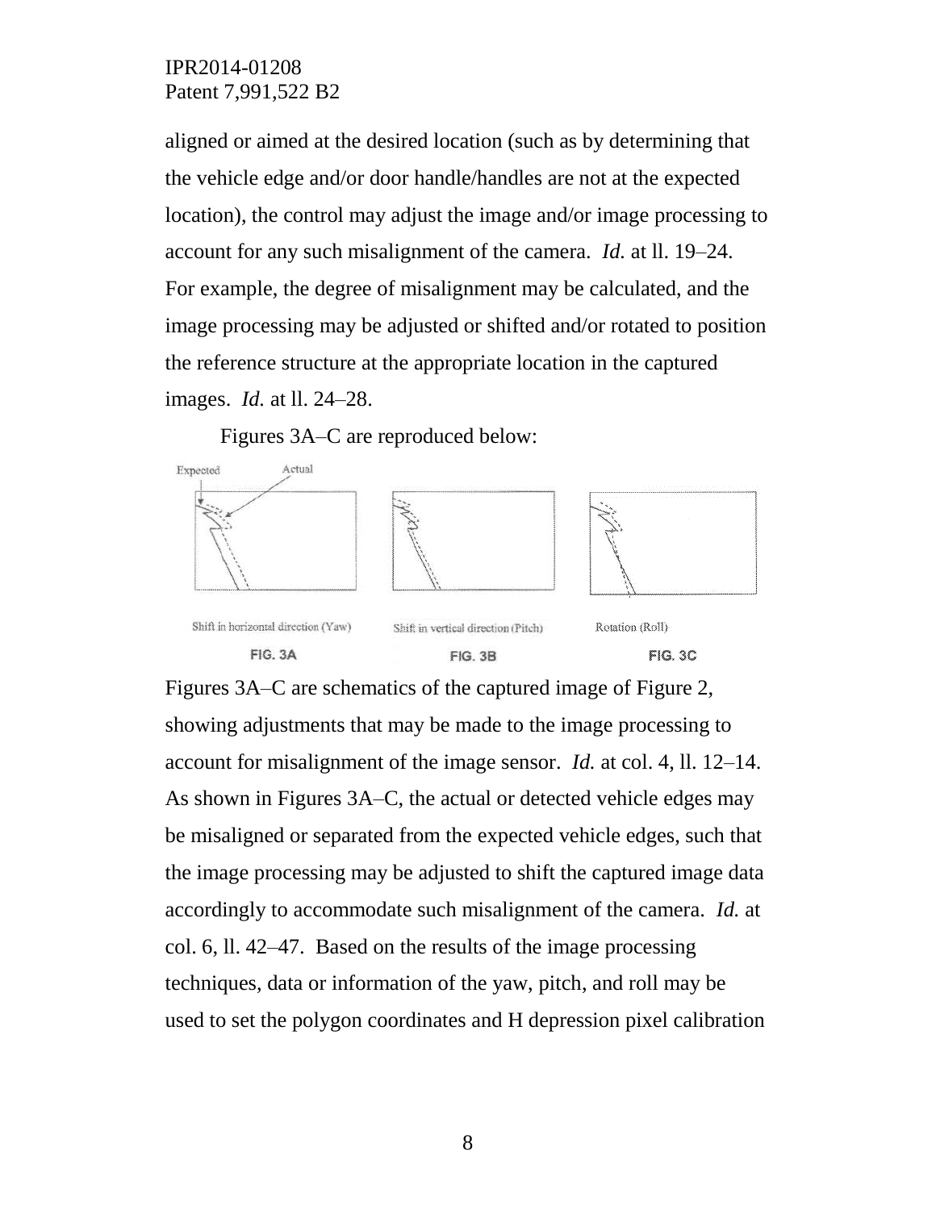aligned or aimed at the desired location (such as by determining that the vehicle edge and/or door handle/handles are not at the expected location), the control may adjust the image and/or image processing to account for any such misalignment of the camera. *Id.* at ll. 19–24. For example, the degree of misalignment may be calculated, and the image processing may be adjusted or shifted and/or rotated to position the reference structure at the appropriate location in the captured images. *Id.* at ll. 24–28.

Figures 3A–C are reproduced below:

Expected Actual

Shift in horizontal direction (Yaw) FIG. 3A

Shift in vertical direction (Pitch) FIG. 3B

Rotation (Roll) FIG. 3C

Figures 3A–C are schematics of the captured image of Figure 2, showing adjustments that may be made to the image processing to account for misalignment of the image sensor. *Id.* at col. 4, ll. 12–14. As shown in Figures 3A–C, the actual or detected vehicle edges may be misaligned or separated from the expected vehicle edges, such that the image processing may be adjusted to shift the captured image data accordingly to accommodate such misalignment of the camera. *Id.* at col. 6, ll. 42–47. Based on the results of the image processing techniques, data or information of the yaw, pitch, and roll may be used to set the polygon coordinates and H depression pixel calibration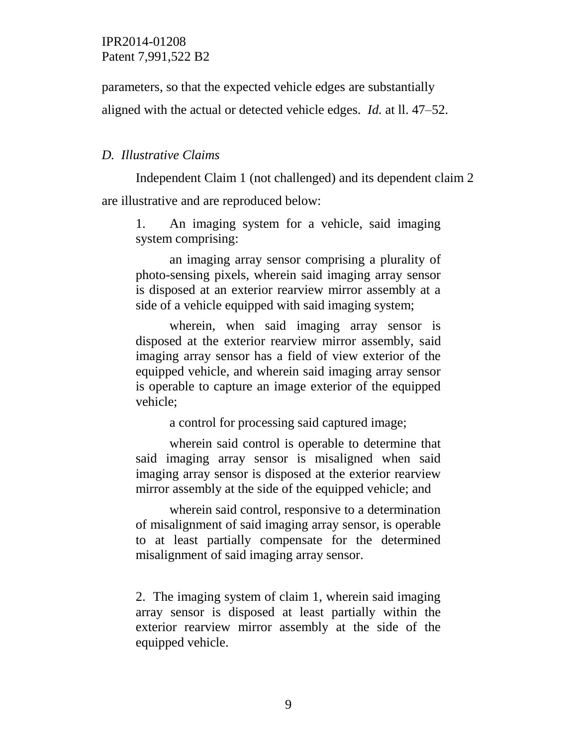parameters, so that the expected vehicle edges are substantially aligned with the actual or detected vehicle edges. *Id.* at ll. 47–52.

### *D. Illustrative Claims*

Independent Claim 1 (not challenged) and its dependent claim 2 are illustrative and are reproduced below:

> 1. An imaging system for a vehicle, said imaging system comprising:
>
> an imaging array sensor comprising a plurality of photo-sensing pixels, wherein said imaging array sensor is disposed at an exterior rearview mirror assembly at a side of a vehicle equipped with said imaging system;
>
> wherein, when said imaging array sensor is disposed at the exterior rearview mirror assembly, said imaging array sensor has a field of view exterior of the equipped vehicle, and wherein said imaging array sensor is operable to capture an image exterior of the equipped vehicle;
>
> a control for processing said captured image;
>
> wherein said control is operable to determine that said imaging array sensor is misaligned when said imaging array sensor is disposed at the exterior rearview mirror assembly at the side of the equipped vehicle; and
>
> wherein said control, responsive to a determination of misalignment of said imaging array sensor, is operable to at least partially compensate for the determined misalignment of said imaging array sensor.

> 2. The imaging system of claim 1, wherein said imaging array sensor is disposed at least partially within the exterior rearview mirror assembly at the side of the equipped vehicle.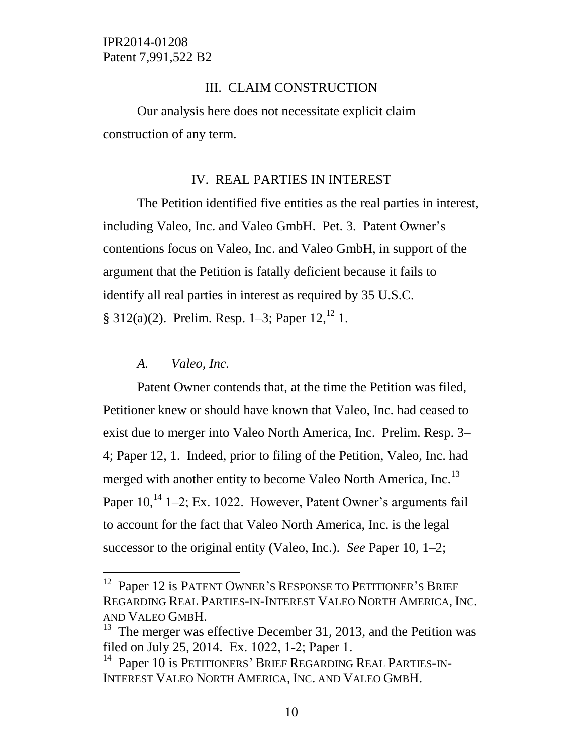## III. CLAIM CONSTRUCTION

Our analysis here does not necessitate explicit claim construction of any term.

## IV. REAL PARTIES IN INTEREST

The Petition identified five entities as the real parties in interest, including Valeo, Inc. and Valeo GmbH. Pet. 3. Patent Owner's contentions focus on Valeo, Inc. and Valeo GmbH, in support of the argument that the Petition is fatally deficient because it fails to identify all real parties in interest as required by 35 U.S.C. § 312(a)(2). Prelim. Resp. 1–3; Paper 12,[12] 1.

### *A. Valeo, Inc.*

Patent Owner contends that, at the time the Petition was filed, Petitioner knew or should have known that Valeo, Inc. had ceased to exist due to merger into Valeo North America, Inc. Prelim. Resp. 3–4; Paper 12, 1. Indeed, prior to filing of the Petition, Valeo, Inc. had merged with another entity to become Valeo North America, Inc.[13] Paper 10,[14] 1–2; Ex. 1022. However, Patent Owner's arguments fail to account for the fact that Valeo North America, Inc. is the legal successor to the original entity (Valeo, Inc.). *See* Paper 10, 1–2;

---

[12] Paper 12 is PATENT OWNER'S RESPONSE TO PETITIONER'S BRIEF REGARDING REAL PARTIES-IN-INTEREST VALEO NORTH AMERICA, INC. AND VALEO GMBH.

[13] The merger was effective December 31, 2013, and the Petition was filed on July 25, 2014. Ex. 1022, 1-2; Paper 1.

[14] Paper 10 is PETITIONERS' BRIEF REGARDING REAL PARTIES-IN-INTEREST VALEO NORTH AMERICA, INC. AND VALEO GMBH.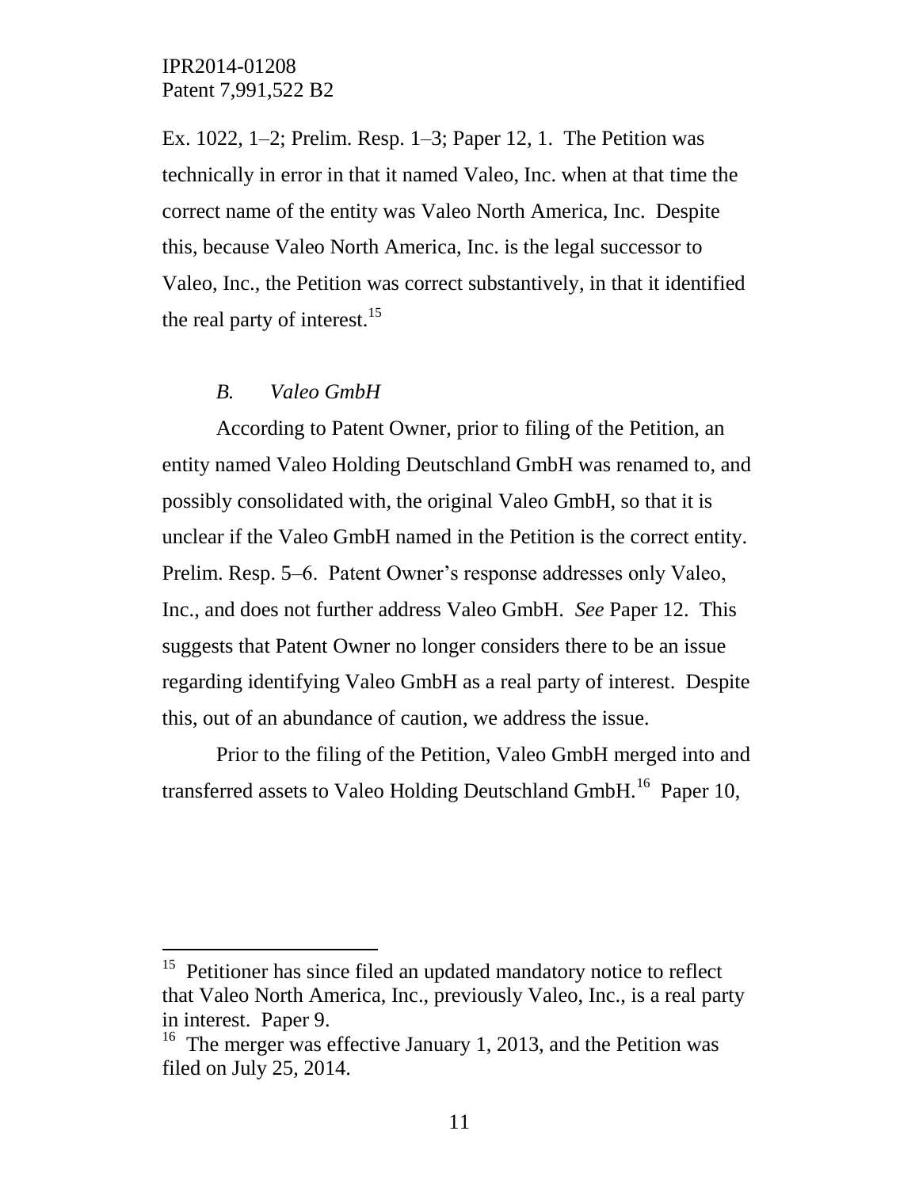Ex. 1022, 1–2; Prelim. Resp. 1–3; Paper 12, 1. The Petition was technically in error in that it named Valeo, Inc. when at that time the correct name of the entity was Valeo North America, Inc. Despite this, because Valeo North America, Inc. is the legal successor to Valeo, Inc., the Petition was correct substantively, in that it identified the real party of interest.[15]

### *B. Valeo GmbH*

According to Patent Owner, prior to filing of the Petition, an entity named Valeo Holding Deutschland GmbH was renamed to, and possibly consolidated with, the original Valeo GmbH, so that it is unclear if the Valeo GmbH named in the Petition is the correct entity. Prelim. Resp. 5–6. Patent Owner's response addresses only Valeo, Inc., and does not further address Valeo GmbH. *See* Paper 12. This suggests that Patent Owner no longer considers there to be an issue regarding identifying Valeo GmbH as a real party of interest. Despite this, out of an abundance of caution, we address the issue.

Prior to the filing of the Petition, Valeo GmbH merged into and transferred assets to Valeo Holding Deutschland GmbH.[16] Paper 10,

---

[15] Petitioner has since filed an updated mandatory notice to reflect that Valeo North America, Inc., previously Valeo, Inc., is a real party in interest. Paper 9.

[16] The merger was effective January 1, 2013, and the Petition was filed on July 25, 2014.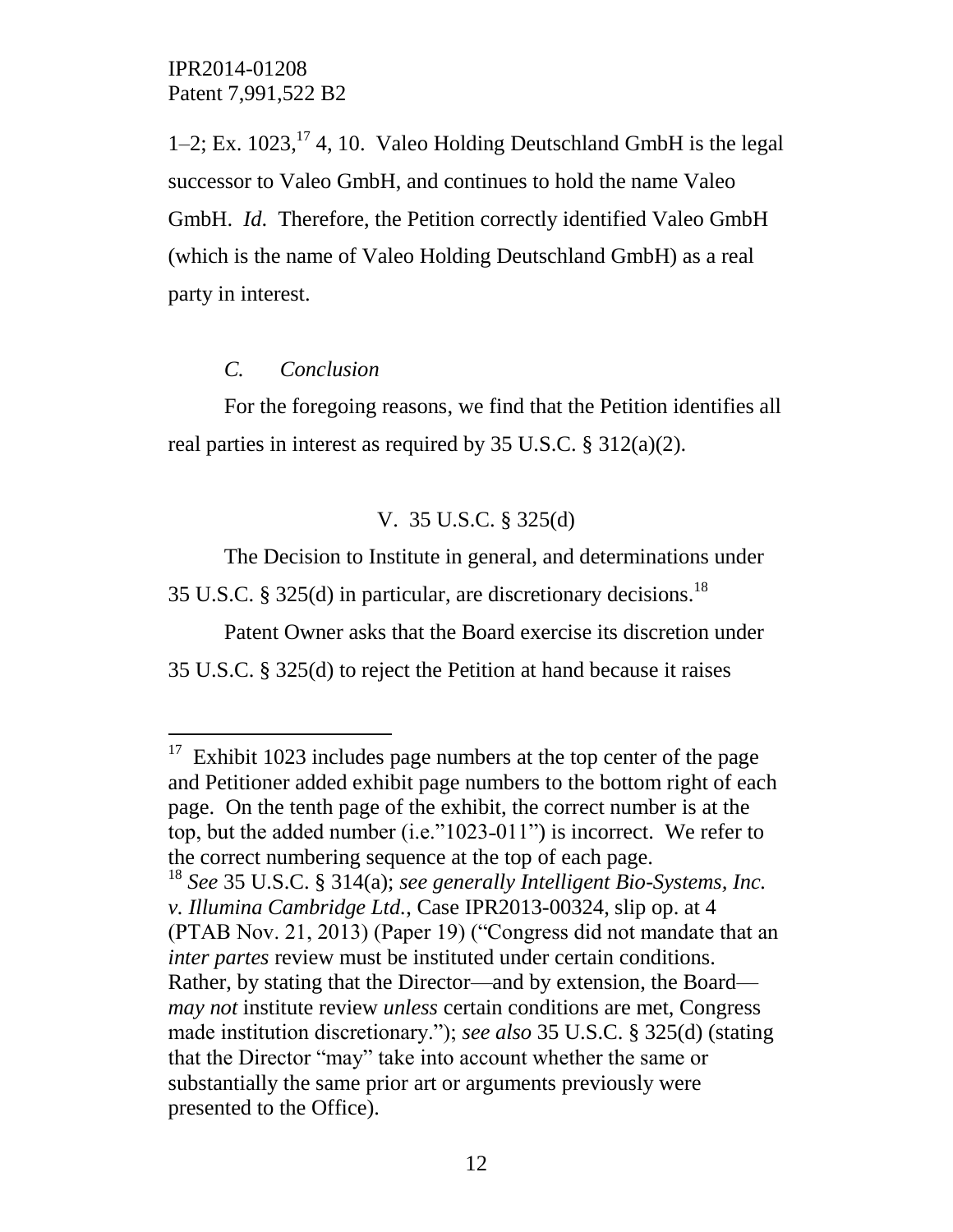1–2; Ex. 1023,[17] 4, 10. Valeo Holding Deutschland GmbH is the legal successor to Valeo GmbH, and continues to hold the name Valeo GmbH. *Id*. Therefore, the Petition correctly identified Valeo GmbH (which is the name of Valeo Holding Deutschland GmbH) as a real party in interest.

### *C. Conclusion*

For the foregoing reasons, we find that the Petition identifies all real parties in interest as required by 35 U.S.C. § 312(a)(2).

## V. 35 U.S.C. § 325(d)

The Decision to Institute in general, and determinations under 35 U.S.C. § 325(d) in particular, are discretionary decisions.[18]

Patent Owner asks that the Board exercise its discretion under 35 U.S.C. § 325(d) to reject the Petition at hand because it raises

---

[17] Exhibit 1023 includes page numbers at the top center of the page and Petitioner added exhibit page numbers to the bottom right of each page. On the tenth page of the exhibit, the correct number is at the top, but the added number (i.e."1023-011") is incorrect. We refer to the correct numbering sequence at the top of each page.

[18] *See* 35 U.S.C. § 314(a); *see generally Intelligent Bio-Systems, Inc. v. Illumina Cambridge Ltd.*, Case IPR2013-00324, slip op. at 4 (PTAB Nov. 21, 2013) (Paper 19) ("Congress did not mandate that an *inter partes* review must be instituted under certain conditions. Rather, by stating that the Director—and by extension, the Board—*may not* institute review *unless* certain conditions are met, Congress made institution discretionary."); *see also* 35 U.S.C. § 325(d) (stating that the Director "may" take into account whether the same or substantially the same prior art or arguments previously were presented to the Office).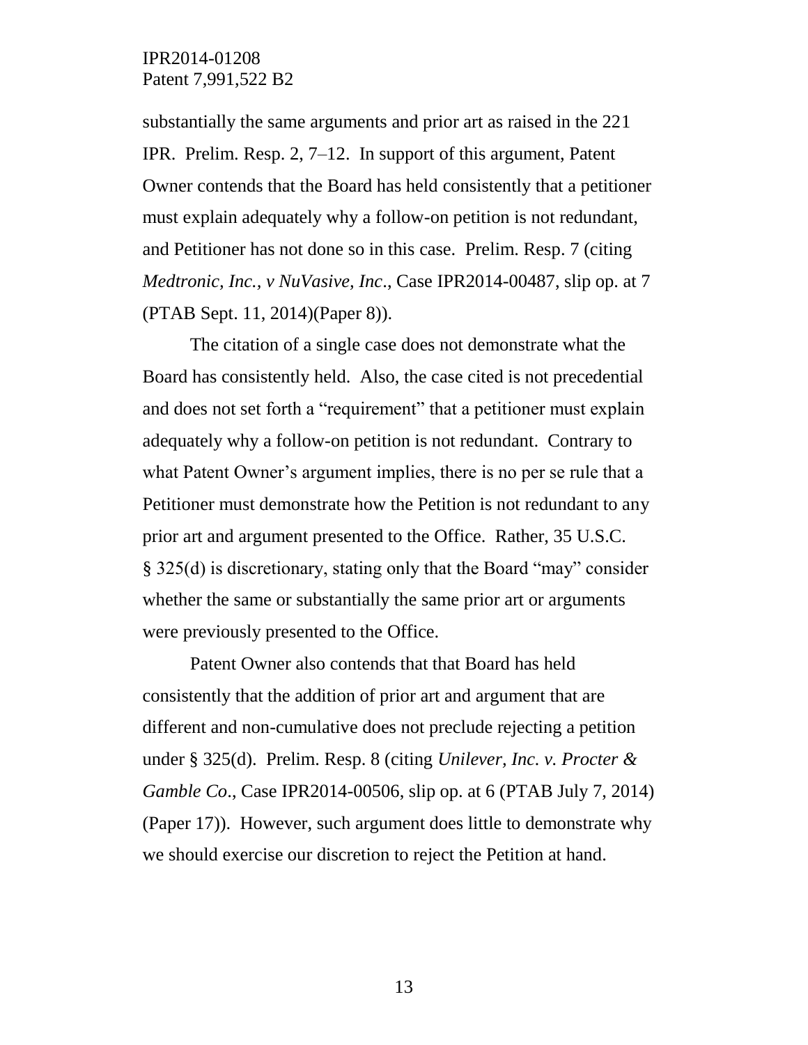substantially the same arguments and prior art as raised in the 221 IPR. Prelim. Resp. 2, 7–12. In support of this argument, Patent Owner contends that the Board has held consistently that a petitioner must explain adequately why a follow-on petition is not redundant, and Petitioner has not done so in this case. Prelim. Resp. 7 (citing *Medtronic, Inc., v NuVasive, Inc*., Case IPR2014-00487, slip op. at 7 (PTAB Sept. 11, 2014)(Paper 8)).

The citation of a single case does not demonstrate what the Board has consistently held. Also, the case cited is not precedential and does not set forth a "requirement" that a petitioner must explain adequately why a follow-on petition is not redundant. Contrary to what Patent Owner's argument implies, there is no per se rule that a Petitioner must demonstrate how the Petition is not redundant to any prior art and argument presented to the Office. Rather, 35 U.S.C. § 325(d) is discretionary, stating only that the Board "may" consider whether the same or substantially the same prior art or arguments were previously presented to the Office.

Patent Owner also contends that that Board has held consistently that the addition of prior art and argument that are different and non-cumulative does not preclude rejecting a petition under § 325(d). Prelim. Resp. 8 (citing *Unilever, Inc. v. Procter & Gamble Co*., Case IPR2014-00506, slip op. at 6 (PTAB July 7, 2014) (Paper 17)). However, such argument does little to demonstrate why we should exercise our discretion to reject the Petition at hand.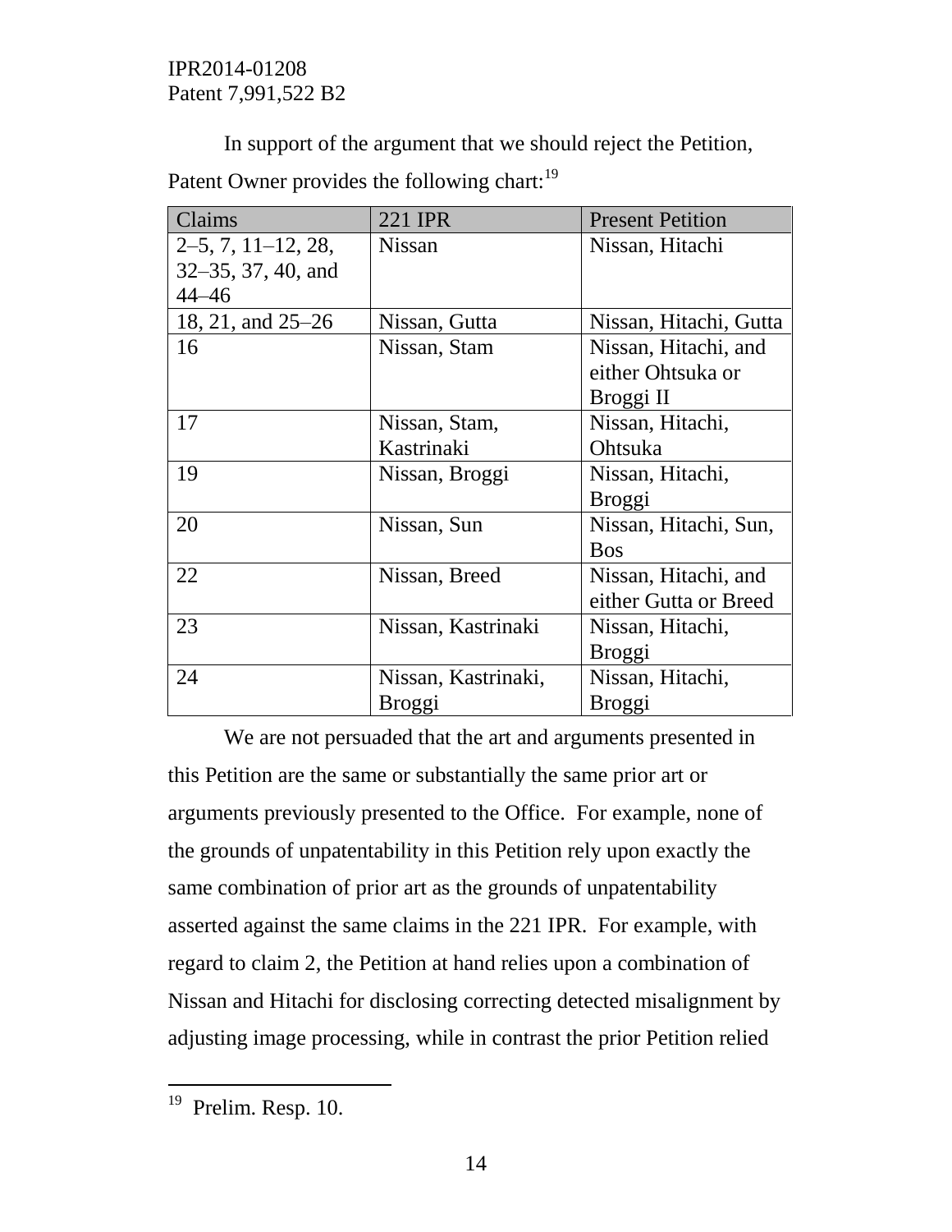In support of the argument that we should reject the Petition, Patent Owner provides the following chart:[19]

| Claims | 221 IPR | Present Petition |
|---|---|---|
| 2–5, 7, 11–12, 28, 32–35, 37, 40, and 44–46 | Nissan | Nissan, Hitachi |
| 18, 21, and 25–26 | Nissan, Gutta | Nissan, Hitachi, Gutta |
| 16 | Nissan, Stam | Nissan, Hitachi, and either Ohtsuka or Broggi II |
| 17 | Nissan, Stam, Kastrinaki | Nissan, Hitachi, Ohtsuka |
| 19 | Nissan, Broggi | Nissan, Hitachi, Broggi |
| 20 | Nissan, Sun | Nissan, Hitachi, Sun, Bos |
| 22 | Nissan, Breed | Nissan, Hitachi, and either Gutta or Breed |
| 23 | Nissan, Kastrinaki | Nissan, Hitachi, Broggi |
| 24 | Nissan, Kastrinaki, Broggi | Nissan, Hitachi, Broggi |

We are not persuaded that the art and arguments presented in this Petition are the same or substantially the same prior art or arguments previously presented to the Office. For example, none of the grounds of unpatentability in this Petition rely upon exactly the same combination of prior art as the grounds of unpatentability asserted against the same claims in the 221 IPR. For example, with regard to claim 2, the Petition at hand relies upon a combination of Nissan and Hitachi for disclosing correcting detected misalignment by adjusting image processing, while in contrast the prior Petition relied

---

[19] Prelim. Resp. 10.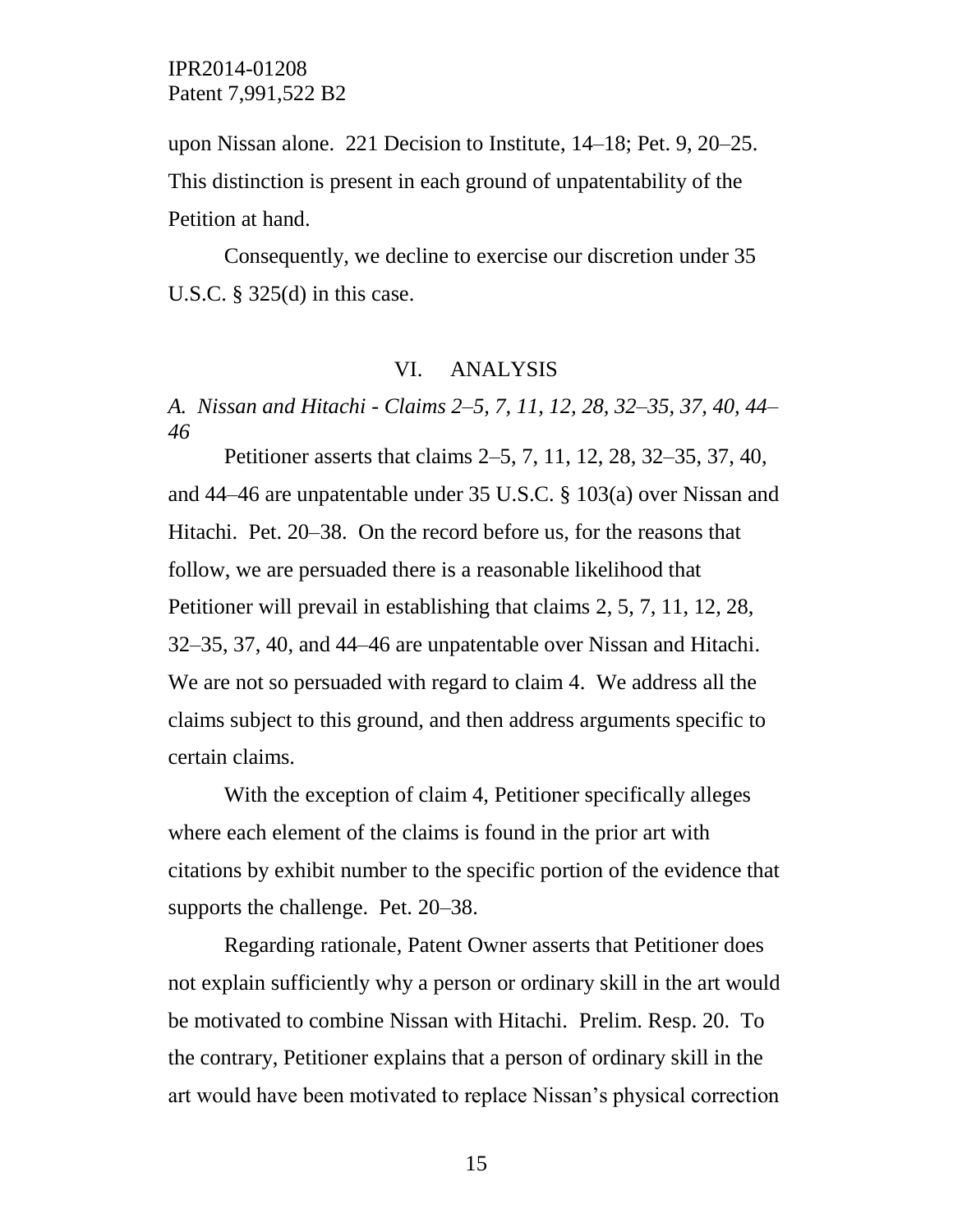upon Nissan alone. 221 Decision to Institute, 14–18; Pet. 9, 20–25. This distinction is present in each ground of unpatentability of the Petition at hand.

Consequently, we decline to exercise our discretion under 35 U.S.C. § 325(d) in this case.

## VI. ANALYSIS

### *A. Nissan and Hitachi - Claims 2–5, 7, 11, 12, 28, 32–35, 37, 40, 44–46*

Petitioner asserts that claims 2–5, 7, 11, 12, 28, 32–35, 37, 40, and 44–46 are unpatentable under 35 U.S.C. § 103(a) over Nissan and Hitachi. Pet. 20–38. On the record before us, for the reasons that follow, we are persuaded there is a reasonable likelihood that Petitioner will prevail in establishing that claims 2, 5, 7, 11, 12, 28, 32–35, 37, 40, and 44–46 are unpatentable over Nissan and Hitachi. We are not so persuaded with regard to claim 4. We address all the claims subject to this ground, and then address arguments specific to certain claims.

With the exception of claim 4, Petitioner specifically alleges where each element of the claims is found in the prior art with citations by exhibit number to the specific portion of the evidence that supports the challenge. Pet. 20–38.

Regarding rationale, Patent Owner asserts that Petitioner does not explain sufficiently why a person or ordinary skill in the art would be motivated to combine Nissan with Hitachi. Prelim. Resp. 20. To the contrary, Petitioner explains that a person of ordinary skill in the art would have been motivated to replace Nissan's physical correction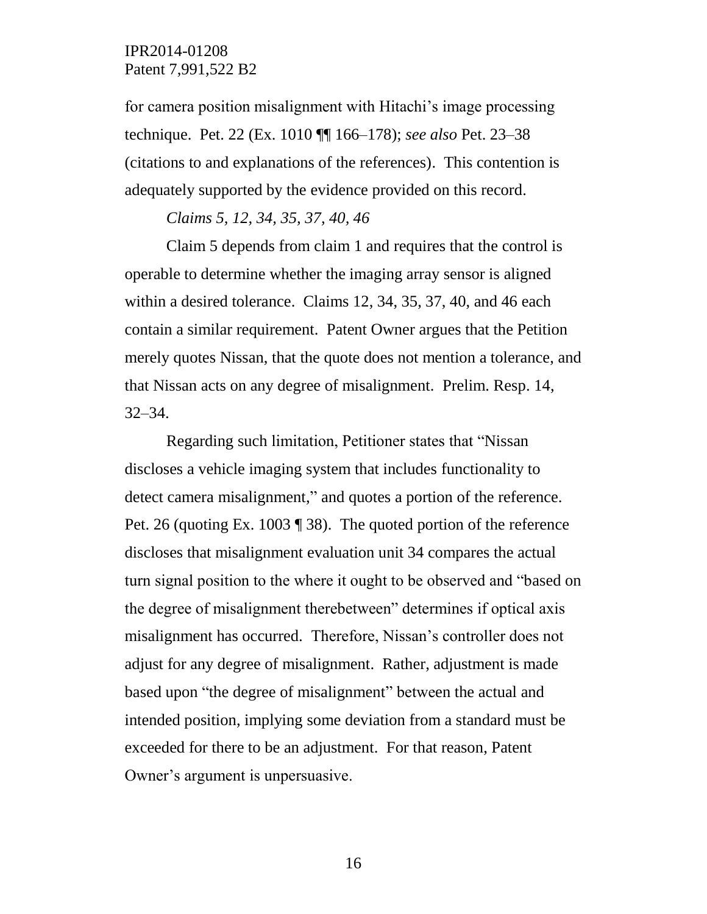for camera position misalignment with Hitachi's image processing technique. Pet. 22 (Ex. 1010 ¶¶ 166–178); *see also* Pet. 23–38 (citations to and explanations of the references). This contention is adequately supported by the evidence provided on this record.

*Claims 5, 12, 34, 35, 37, 40, 46*

Claim 5 depends from claim 1 and requires that the control is operable to determine whether the imaging array sensor is aligned within a desired tolerance. Claims 12, 34, 35, 37, 40, and 46 each contain a similar requirement. Patent Owner argues that the Petition merely quotes Nissan, that the quote does not mention a tolerance, and that Nissan acts on any degree of misalignment. Prelim. Resp. 14, 32–34.

Regarding such limitation, Petitioner states that "Nissan discloses a vehicle imaging system that includes functionality to detect camera misalignment," and quotes a portion of the reference. Pet. 26 (quoting Ex. 1003 ¶ 38). The quoted portion of the reference discloses that misalignment evaluation unit 34 compares the actual turn signal position to the where it ought to be observed and "based on the degree of misalignment therebetween" determines if optical axis misalignment has occurred. Therefore, Nissan's controller does not adjust for any degree of misalignment. Rather, adjustment is made based upon "the degree of misalignment" between the actual and intended position, implying some deviation from a standard must be exceeded for there to be an adjustment. For that reason, Patent Owner's argument is unpersuasive.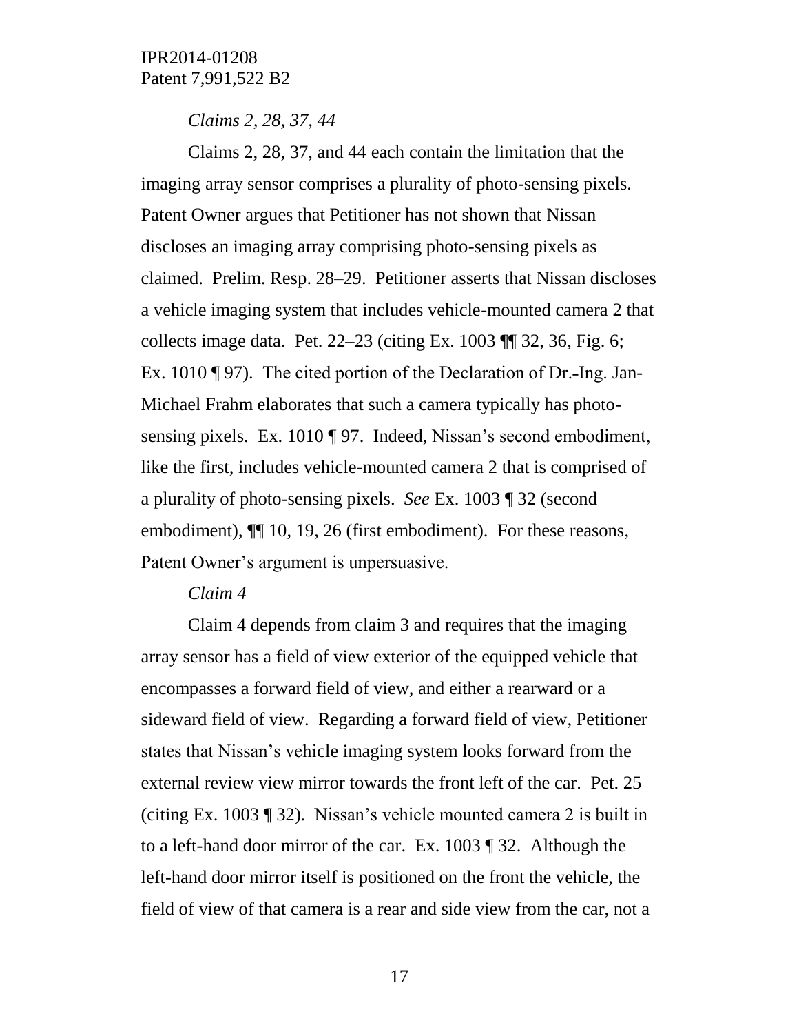*Claims 2, 28, 37, 44*

Claims 2, 28, 37, and 44 each contain the limitation that the imaging array sensor comprises a plurality of photo-sensing pixels. Patent Owner argues that Petitioner has not shown that Nissan discloses an imaging array comprising photo-sensing pixels as claimed. Prelim. Resp. 28–29. Petitioner asserts that Nissan discloses a vehicle imaging system that includes vehicle-mounted camera 2 that collects image data. Pet. 22–23 (citing Ex. 1003 ¶¶ 32, 36, Fig. 6; Ex. 1010 ¶ 97). The cited portion of the Declaration of Dr.-Ing. Jan-Michael Frahm elaborates that such a camera typically has photo-sensing pixels. Ex. 1010 ¶ 97. Indeed, Nissan's second embodiment, like the first, includes vehicle-mounted camera 2 that is comprised of a plurality of photo-sensing pixels. *See* Ex. 1003 ¶ 32 (second embodiment), ¶¶ 10, 19, 26 (first embodiment). For these reasons, Patent Owner's argument is unpersuasive.

*Claim 4*

Claim 4 depends from claim 3 and requires that the imaging array sensor has a field of view exterior of the equipped vehicle that encompasses a forward field of view, and either a rearward or a sideward field of view. Regarding a forward field of view, Petitioner states that Nissan's vehicle imaging system looks forward from the external review view mirror towards the front left of the car. Pet. 25 (citing Ex. 1003 ¶ 32). Nissan's vehicle mounted camera 2 is built in to a left-hand door mirror of the car. Ex. 1003 ¶ 32. Although the left-hand door mirror itself is positioned on the front the vehicle, the field of view of that camera is a rear and side view from the car, not a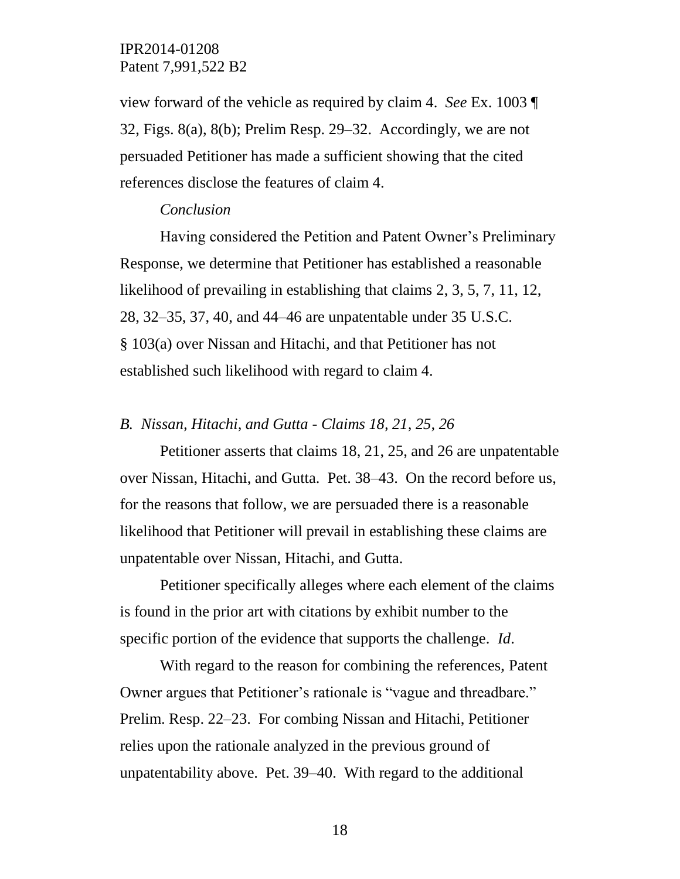view forward of the vehicle as required by claim 4. *See* Ex. 1003 ¶ 32, Figs. 8(a), 8(b); Prelim Resp. 29–32. Accordingly, we are not persuaded Petitioner has made a sufficient showing that the cited references disclose the features of claim 4.

*Conclusion*

Having considered the Petition and Patent Owner's Preliminary Response, we determine that Petitioner has established a reasonable likelihood of prevailing in establishing that claims 2, 3, 5, 7, 11, 12, 28, 32–35, 37, 40, and 44–46 are unpatentable under 35 U.S.C. § 103(a) over Nissan and Hitachi, and that Petitioner has not established such likelihood with regard to claim 4.

### *B. Nissan, Hitachi, and Gutta - Claims 18, 21, 25, 26*

Petitioner asserts that claims 18, 21, 25, and 26 are unpatentable over Nissan, Hitachi, and Gutta. Pet. 38–43. On the record before us, for the reasons that follow, we are persuaded there is a reasonable likelihood that Petitioner will prevail in establishing these claims are unpatentable over Nissan, Hitachi, and Gutta.

Petitioner specifically alleges where each element of the claims is found in the prior art with citations by exhibit number to the specific portion of the evidence that supports the challenge. *Id*.

With regard to the reason for combining the references, Patent Owner argues that Petitioner's rationale is "vague and threadbare." Prelim. Resp. 22–23. For combing Nissan and Hitachi, Petitioner relies upon the rationale analyzed in the previous ground of unpatentability above. Pet. 39–40. With regard to the additional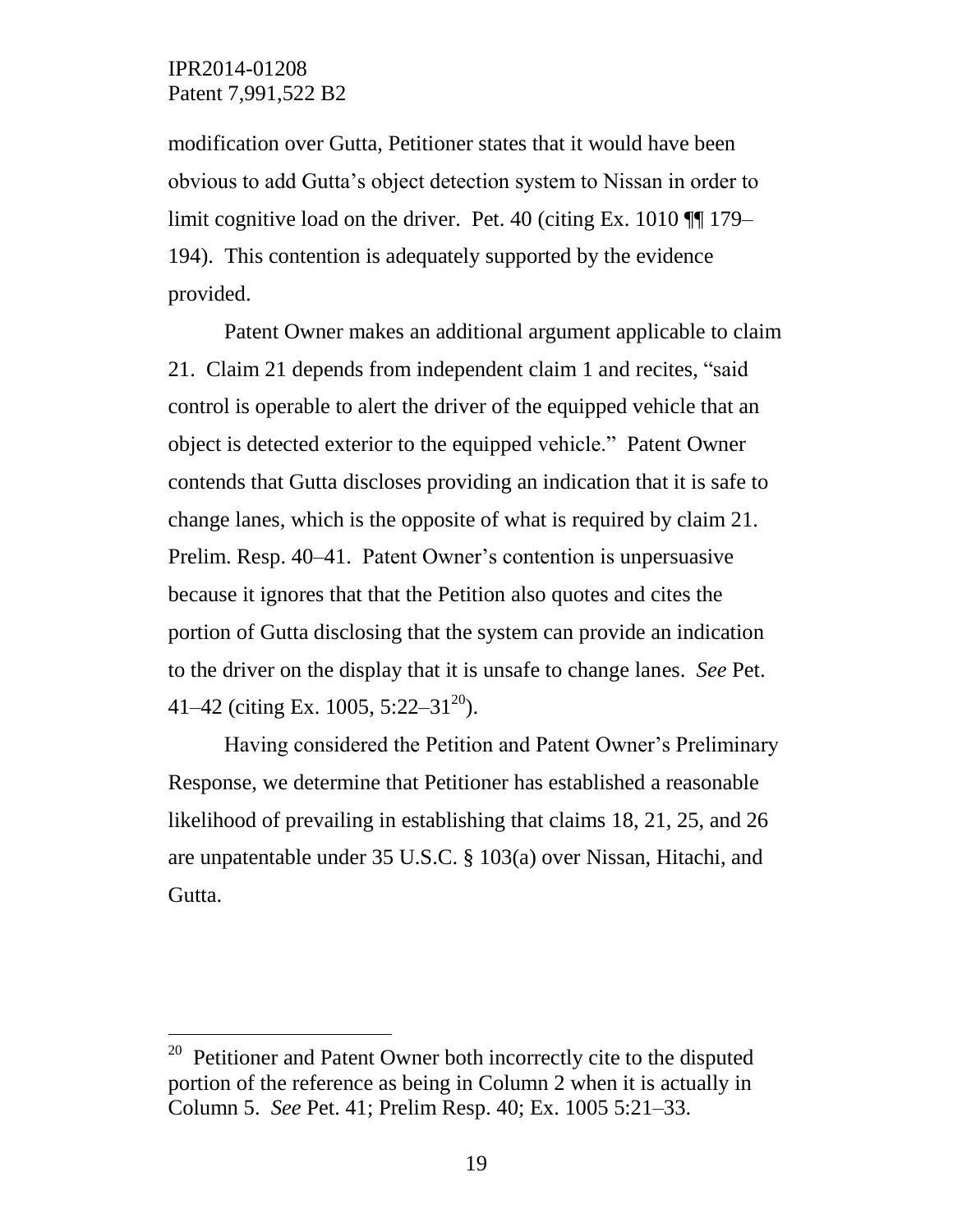modification over Gutta, Petitioner states that it would have been obvious to add Gutta's object detection system to Nissan in order to limit cognitive load on the driver. Pet. 40 (citing Ex. 1010 ¶¶ 179–194). This contention is adequately supported by the evidence provided.

Patent Owner makes an additional argument applicable to claim 21. Claim 21 depends from independent claim 1 and recites, "said control is operable to alert the driver of the equipped vehicle that an object is detected exterior to the equipped vehicle." Patent Owner contends that Gutta discloses providing an indication that it is safe to change lanes, which is the opposite of what is required by claim 21. Prelim. Resp. 40–41. Patent Owner's contention is unpersuasive because it ignores that that the Petition also quotes and cites the portion of Gutta disclosing that the system can provide an indication to the driver on the display that it is unsafe to change lanes. *See* Pet. 41–42 (citing Ex. 1005, 5:22–31[20]).

Having considered the Petition and Patent Owner's Preliminary Response, we determine that Petitioner has established a reasonable likelihood of prevailing in establishing that claims 18, 21, 25, and 26 are unpatentable under 35 U.S.C. § 103(a) over Nissan, Hitachi, and Gutta.

---

[20] Petitioner and Patent Owner both incorrectly cite to the disputed portion of the reference as being in Column 2 when it is actually in Column 5. *See* Pet. 41; Prelim Resp. 40; Ex. 1005 5:21–33.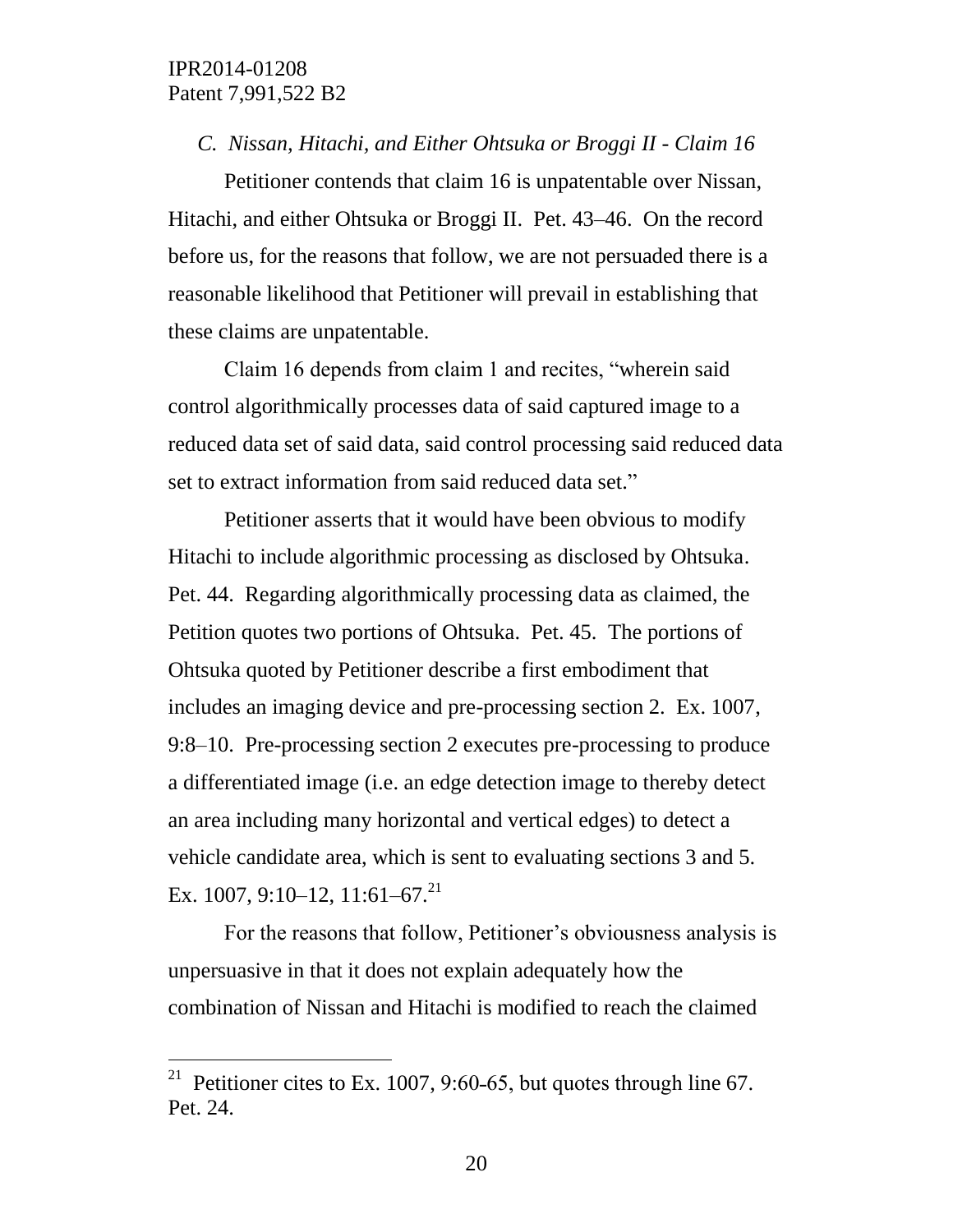*C. Nissan, Hitachi, and Either Ohtsuka or Broggi II - Claim 16*

Petitioner contends that claim 16 is unpatentable over Nissan, Hitachi, and either Ohtsuka or Broggi II. Pet. 43–46. On the record before us, for the reasons that follow, we are not persuaded there is a reasonable likelihood that Petitioner will prevail in establishing that these claims are unpatentable.

Claim 16 depends from claim 1 and recites, "wherein said control algorithmically processes data of said captured image to a reduced data set of said data, said control processing said reduced data set to extract information from said reduced data set."

Petitioner asserts that it would have been obvious to modify Hitachi to include algorithmic processing as disclosed by Ohtsuka. Pet. 44. Regarding algorithmically processing data as claimed, the Petition quotes two portions of Ohtsuka. Pet. 45. The portions of Ohtsuka quoted by Petitioner describe a first embodiment that includes an imaging device and pre-processing section 2. Ex. 1007, 9:8–10. Pre-processing section 2 executes pre-processing to produce a differentiated image (i.e. an edge detection image to thereby detect an area including many horizontal and vertical edges) to detect a vehicle candidate area, which is sent to evaluating sections 3 and 5. Ex. 1007, 9:10–12, 11:61–67.[21]

For the reasons that follow, Petitioner's obviousness analysis is unpersuasive in that it does not explain adequately how the combination of Nissan and Hitachi is modified to reach the claimed

---

[21] Petitioner cites to Ex. 1007, 9:60-65, but quotes through line 67. Pet. 24.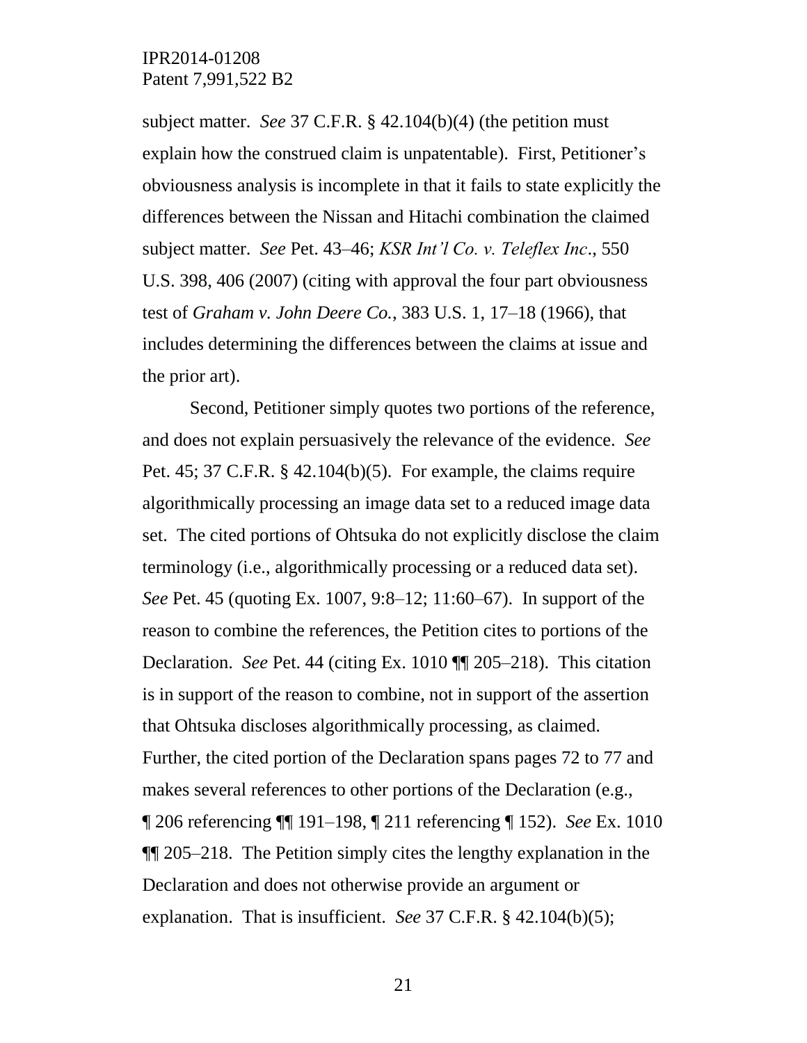subject matter. *See* 37 C.F.R. § 42.104(b)(4) (the petition must explain how the construed claim is unpatentable). First, Petitioner's obviousness analysis is incomplete in that it fails to state explicitly the differences between the Nissan and Hitachi combination the claimed subject matter. *See* Pet. 43–46; *KSR Int'l Co. v. Teleflex Inc*., 550 U.S. 398, 406 (2007) (citing with approval the four part obviousness test of *Graham v. John Deere Co.*, 383 U.S. 1, 17–18 (1966), that includes determining the differences between the claims at issue and the prior art).

Second, Petitioner simply quotes two portions of the reference, and does not explain persuasively the relevance of the evidence. *See* Pet. 45; 37 C.F.R. § 42.104(b)(5). For example, the claims require algorithmically processing an image data set to a reduced image data set. The cited portions of Ohtsuka do not explicitly disclose the claim terminology (i.e., algorithmically processing or a reduced data set). *See* Pet. 45 (quoting Ex. 1007, 9:8–12; 11:60–67). In support of the reason to combine the references, the Petition cites to portions of the Declaration. *See* Pet. 44 (citing Ex. 1010 ¶¶ 205–218). This citation is in support of the reason to combine, not in support of the assertion that Ohtsuka discloses algorithmically processing, as claimed. Further, the cited portion of the Declaration spans pages 72 to 77 and makes several references to other portions of the Declaration (e.g., ¶ 206 referencing ¶¶ 191–198, ¶ 211 referencing ¶ 152). *See* Ex. 1010 ¶¶ 205–218. The Petition simply cites the lengthy explanation in the Declaration and does not otherwise provide an argument or explanation. That is insufficient. *See* 37 C.F.R. § 42.104(b)(5);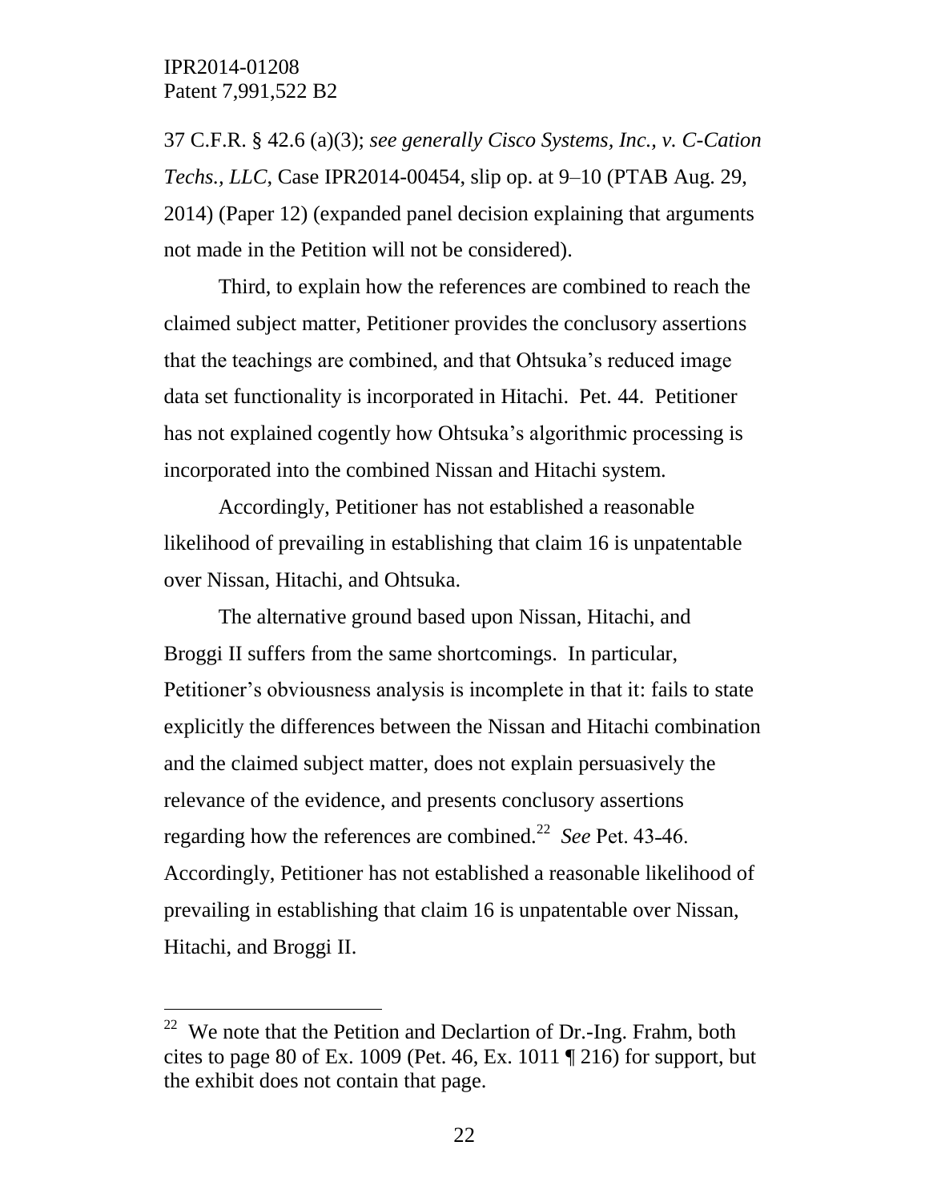37 C.F.R. § 42.6 (a)(3); *see generally Cisco Systems, Inc., v. C-Cation Techs., LLC*, Case IPR2014-00454, slip op. at 9–10 (PTAB Aug. 29, 2014) (Paper 12) (expanded panel decision explaining that arguments not made in the Petition will not be considered).

Third, to explain how the references are combined to reach the claimed subject matter, Petitioner provides the conclusory assertions that the teachings are combined, and that Ohtsuka's reduced image data set functionality is incorporated in Hitachi. Pet. 44. Petitioner has not explained cogently how Ohtsuka's algorithmic processing is incorporated into the combined Nissan and Hitachi system.

Accordingly, Petitioner has not established a reasonable likelihood of prevailing in establishing that claim 16 is unpatentable over Nissan, Hitachi, and Ohtsuka.

The alternative ground based upon Nissan, Hitachi, and Broggi II suffers from the same shortcomings. In particular, Petitioner's obviousness analysis is incomplete in that it: fails to state explicitly the differences between the Nissan and Hitachi combination and the claimed subject matter, does not explain persuasively the relevance of the evidence, and presents conclusory assertions regarding how the references are combined.[22] *See* Pet. 43-46. Accordingly, Petitioner has not established a reasonable likelihood of prevailing in establishing that claim 16 is unpatentable over Nissan, Hitachi, and Broggi II.

---

[22] We note that the Petition and Declartion of Dr.-Ing. Frahm, both cites to page 80 of Ex. 1009 (Pet. 46, Ex. 1011 ¶ 216) for support, but the exhibit does not contain that page.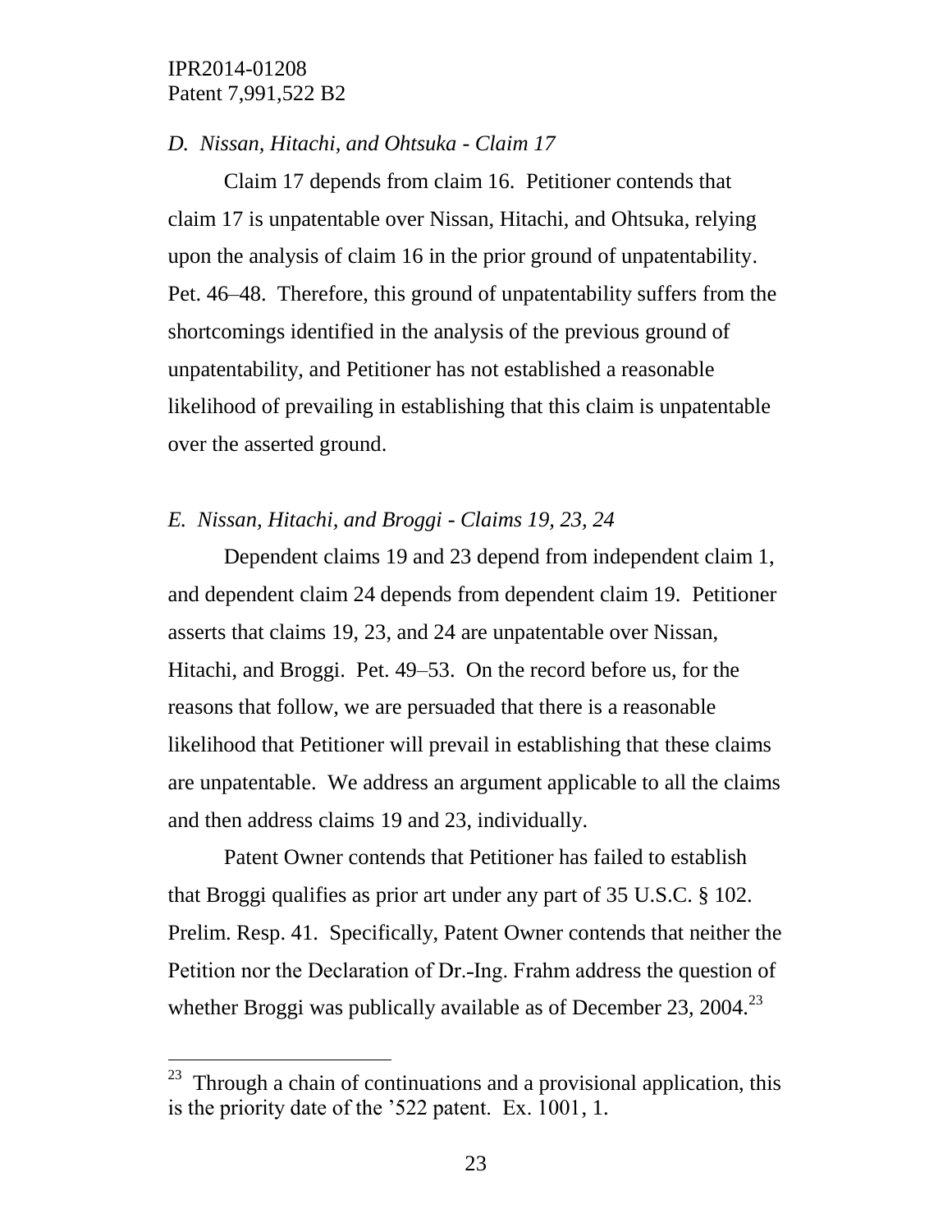*D. Nissan, Hitachi, and Ohtsuka - Claim 17*

Claim 17 depends from claim 16. Petitioner contends that claim 17 is unpatentable over Nissan, Hitachi, and Ohtsuka, relying upon the analysis of claim 16 in the prior ground of unpatentability. Pet. 46–48. Therefore, this ground of unpatentability suffers from the shortcomings identified in the analysis of the previous ground of unpatentability, and Petitioner has not established a reasonable likelihood of prevailing in establishing that this claim is unpatentable over the asserted ground.

*E. Nissan, Hitachi, and Broggi - Claims 19, 23, 24*

Dependent claims 19 and 23 depend from independent claim 1, and dependent claim 24 depends from dependent claim 19. Petitioner asserts that claims 19, 23, and 24 are unpatentable over Nissan, Hitachi, and Broggi. Pet. 49–53. On the record before us, for the reasons that follow, we are persuaded that there is a reasonable likelihood that Petitioner will prevail in establishing that these claims are unpatentable. We address an argument applicable to all the claims and then address claims 19 and 23, individually.

Patent Owner contends that Petitioner has failed to establish that Broggi qualifies as prior art under any part of 35 U.S.C. § 102. Prelim. Resp. 41. Specifically, Patent Owner contends that neither the Petition nor the Declaration of Dr.-Ing. Frahm address the question of whether Broggi was publically available as of December 23, 2004.[23]

[23] Through a chain of continuations and a provisional application, this is the priority date of the '522 patent. Ex. 1001, 1.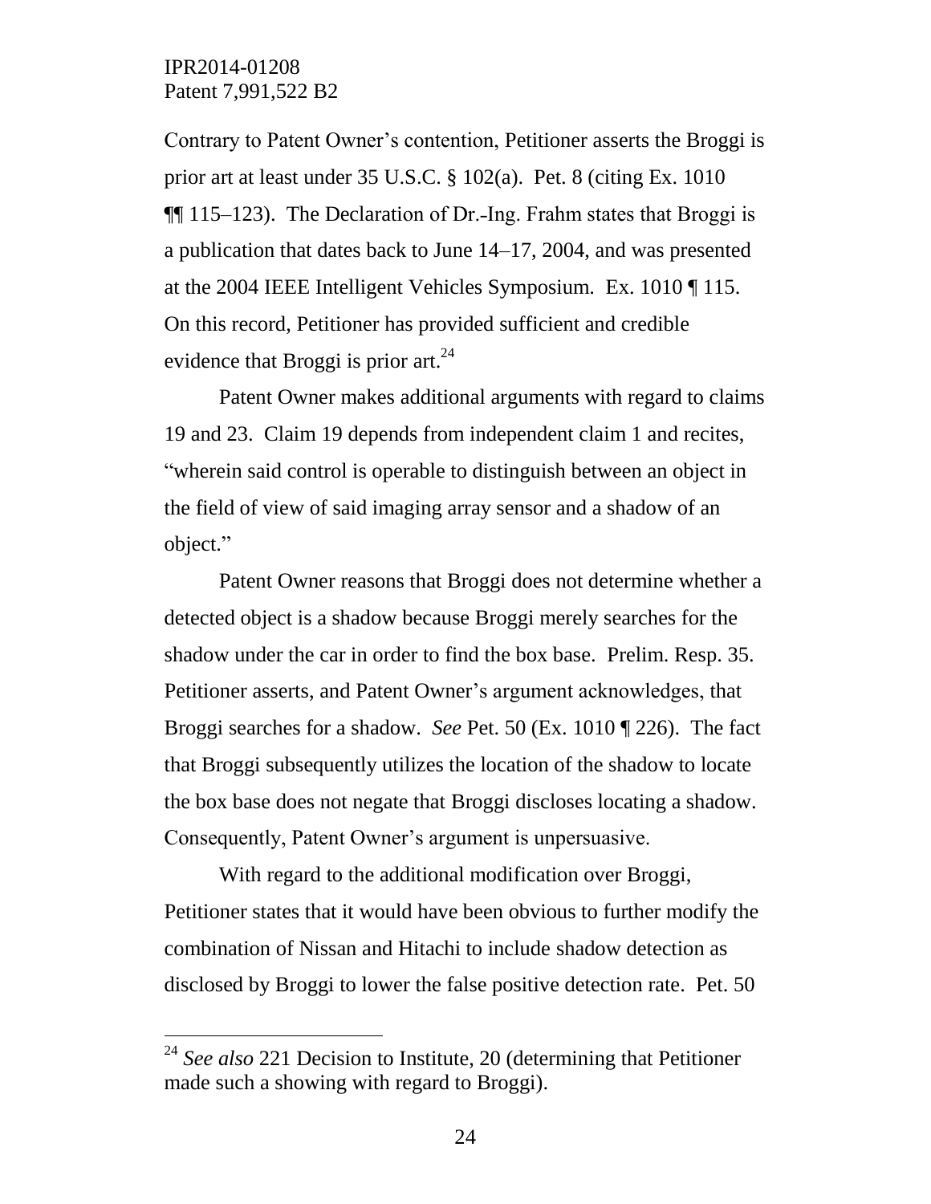Contrary to Patent Owner's contention, Petitioner asserts the Broggi is prior art at least under 35 U.S.C. § 102(a). Pet. 8 (citing Ex. 1010 ¶¶ 115–123). The Declaration of Dr.-Ing. Frahm states that Broggi is a publication that dates back to June 14–17, 2004, and was presented at the 2004 IEEE Intelligent Vehicles Symposium. Ex. 1010 ¶ 115. On this record, Petitioner has provided sufficient and credible evidence that Broggi is prior art.[24]

Patent Owner makes additional arguments with regard to claims 19 and 23. Claim 19 depends from independent claim 1 and recites, "wherein said control is operable to distinguish between an object in the field of view of said imaging array sensor and a shadow of an object."

Patent Owner reasons that Broggi does not determine whether a detected object is a shadow because Broggi merely searches for the shadow under the car in order to find the box base. Prelim. Resp. 35. Petitioner asserts, and Patent Owner's argument acknowledges, that Broggi searches for a shadow. *See* Pet. 50 (Ex. 1010 ¶ 226). The fact that Broggi subsequently utilizes the location of the shadow to locate the box base does not negate that Broggi discloses locating a shadow. Consequently, Patent Owner's argument is unpersuasive.

With regard to the additional modification over Broggi, Petitioner states that it would have been obvious to further modify the combination of Nissan and Hitachi to include shadow detection as disclosed by Broggi to lower the false positive detection rate. Pet. 50

---

[24] *See also* 221 Decision to Institute, 20 (determining that Petitioner made such a showing with regard to Broggi).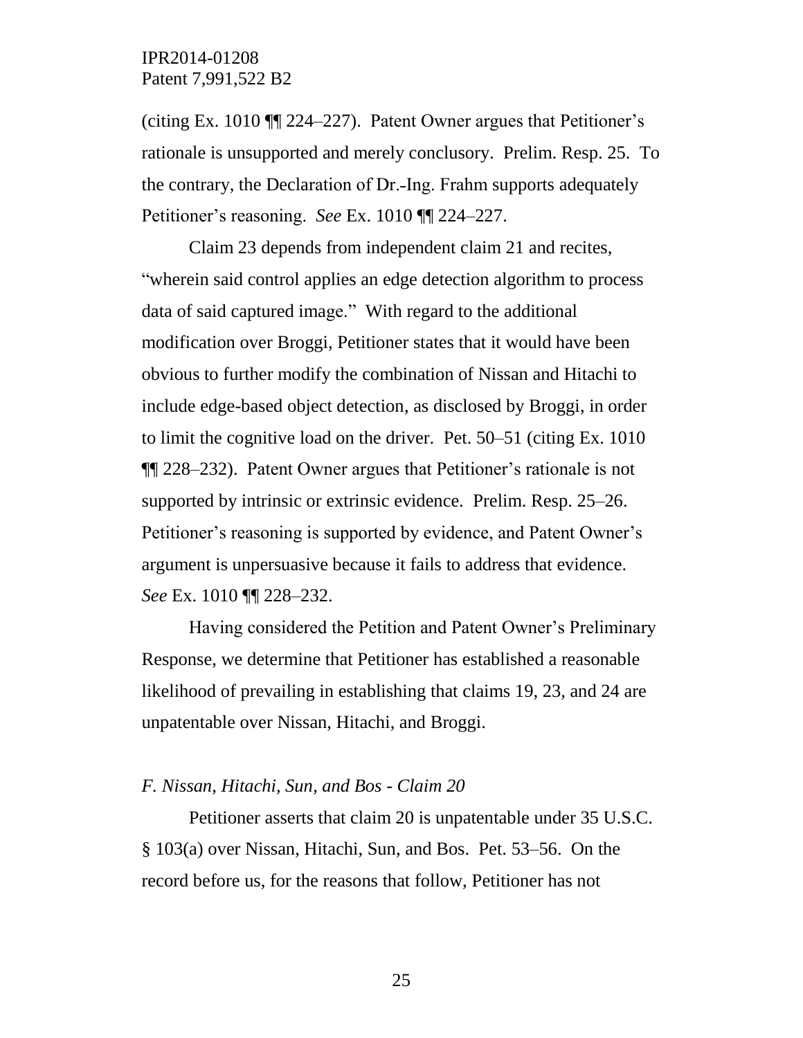(citing Ex. 1010 ¶¶ 224–227). Patent Owner argues that Petitioner's rationale is unsupported and merely conclusory. Prelim. Resp. 25. To the contrary, the Declaration of Dr.-Ing. Frahm supports adequately Petitioner's reasoning. *See* Ex. 1010 ¶¶ 224–227.

Claim 23 depends from independent claim 21 and recites, "wherein said control applies an edge detection algorithm to process data of said captured image." With regard to the additional modification over Broggi, Petitioner states that it would have been obvious to further modify the combination of Nissan and Hitachi to include edge-based object detection, as disclosed by Broggi, in order to limit the cognitive load on the driver. Pet. 50–51 (citing Ex. 1010 ¶¶ 228–232). Patent Owner argues that Petitioner's rationale is not supported by intrinsic or extrinsic evidence. Prelim. Resp. 25–26. Petitioner's reasoning is supported by evidence, and Patent Owner's argument is unpersuasive because it fails to address that evidence. *See* Ex. 1010 ¶¶ 228–232.

Having considered the Petition and Patent Owner's Preliminary Response, we determine that Petitioner has established a reasonable likelihood of prevailing in establishing that claims 19, 23, and 24 are unpatentable over Nissan, Hitachi, and Broggi.

### *F. Nissan, Hitachi, Sun, and Bos - Claim 20*

Petitioner asserts that claim 20 is unpatentable under 35 U.S.C. § 103(a) over Nissan, Hitachi, Sun, and Bos. Pet. 53–56. On the record before us, for the reasons that follow, Petitioner has not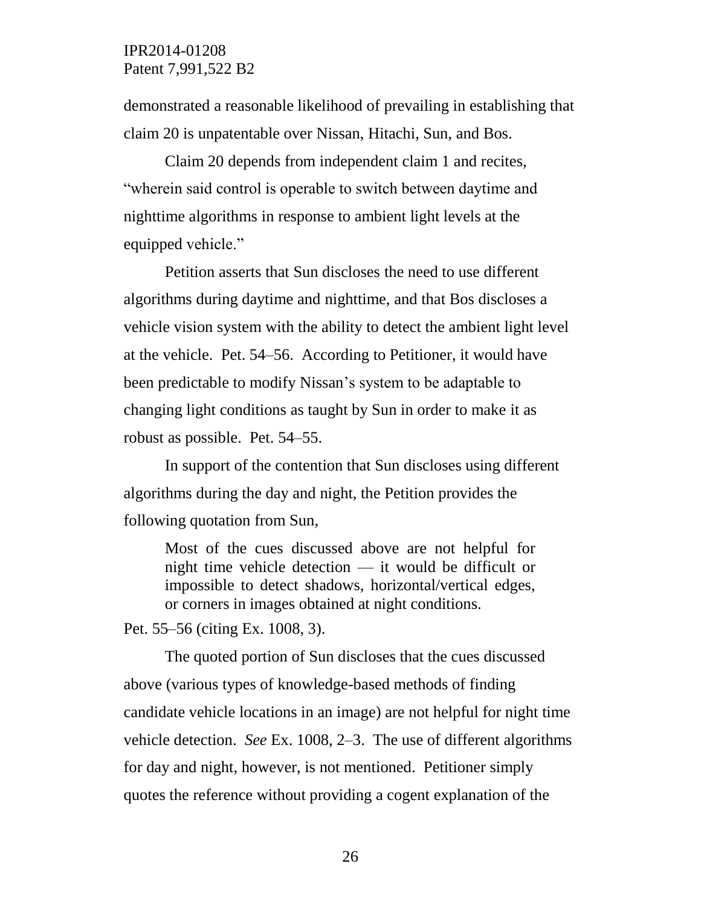demonstrated a reasonable likelihood of prevailing in establishing that claim 20 is unpatentable over Nissan, Hitachi, Sun, and Bos.

Claim 20 depends from independent claim 1 and recites, "wherein said control is operable to switch between daytime and nighttime algorithms in response to ambient light levels at the equipped vehicle."

Petition asserts that Sun discloses the need to use different algorithms during daytime and nighttime, and that Bos discloses a vehicle vision system with the ability to detect the ambient light level at the vehicle. Pet. 54–56. According to Petitioner, it would have been predictable to modify Nissan's system to be adaptable to changing light conditions as taught by Sun in order to make it as robust as possible. Pet. 54–55.

In support of the contention that Sun discloses using different algorithms during the day and night, the Petition provides the following quotation from Sun,

> Most of the cues discussed above are not helpful for night time vehicle detection — it would be difficult or impossible to detect shadows, horizontal/vertical edges, or corners in images obtained at night conditions.

Pet. 55–56 (citing Ex. 1008, 3).

The quoted portion of Sun discloses that the cues discussed above (various types of knowledge-based methods of finding candidate vehicle locations in an image) are not helpful for night time vehicle detection. *See* Ex. 1008, 2–3. The use of different algorithms for day and night, however, is not mentioned. Petitioner simply quotes the reference without providing a cogent explanation of the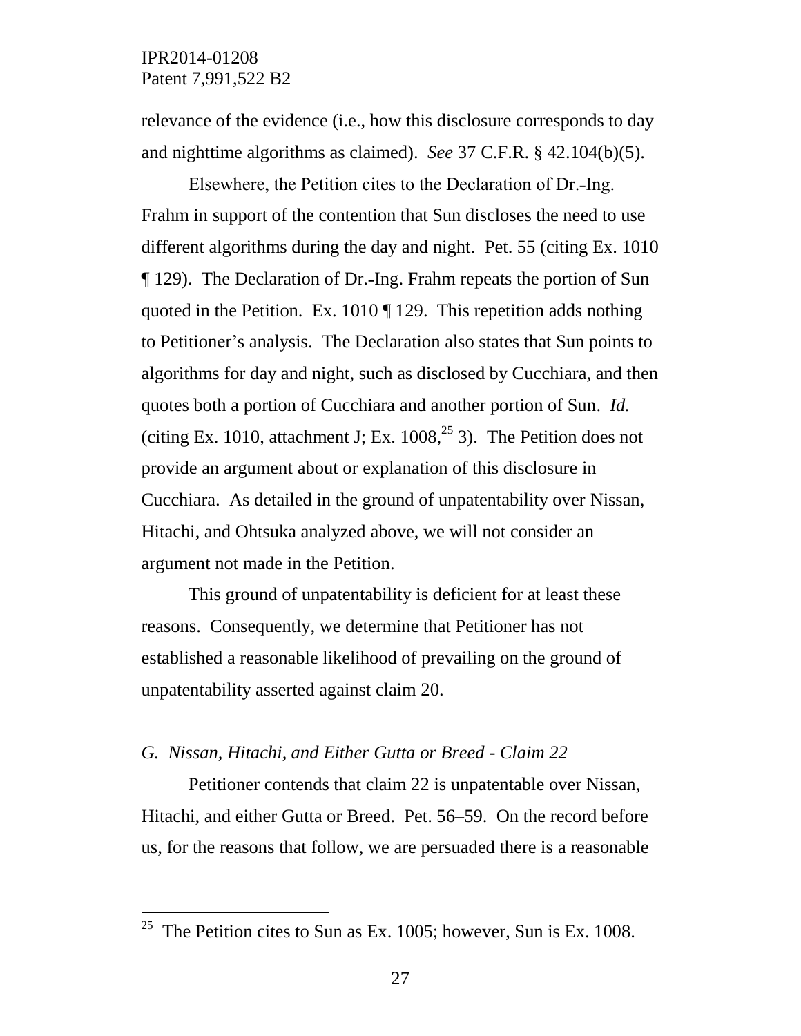relevance of the evidence (i.e., how this disclosure corresponds to day and nighttime algorithms as claimed). *See* 37 C.F.R. § 42.104(b)(5).

Elsewhere, the Petition cites to the Declaration of Dr.-Ing. Frahm in support of the contention that Sun discloses the need to use different algorithms during the day and night. Pet. 55 (citing Ex. 1010 ¶ 129). The Declaration of Dr.-Ing. Frahm repeats the portion of Sun quoted in the Petition. Ex. 1010 ¶ 129. This repetition adds nothing to Petitioner's analysis. The Declaration also states that Sun points to algorithms for day and night, such as disclosed by Cucchiara, and then quotes both a portion of Cucchiara and another portion of Sun. *Id.* (citing Ex. 1010, attachment J; Ex. 1008,[25] 3). The Petition does not provide an argument about or explanation of this disclosure in Cucchiara. As detailed in the ground of unpatentability over Nissan, Hitachi, and Ohtsuka analyzed above, we will not consider an argument not made in the Petition.

This ground of unpatentability is deficient for at least these reasons. Consequently, we determine that Petitioner has not established a reasonable likelihood of prevailing on the ground of unpatentability asserted against claim 20.

*G. Nissan, Hitachi, and Either Gutta or Breed - Claim 22*

Petitioner contends that claim 22 is unpatentable over Nissan, Hitachi, and either Gutta or Breed. Pet. 56–59. On the record before us, for the reasons that follow, we are persuaded there is a reasonable

[25] The Petition cites to Sun as Ex. 1005; however, Sun is Ex. 1008.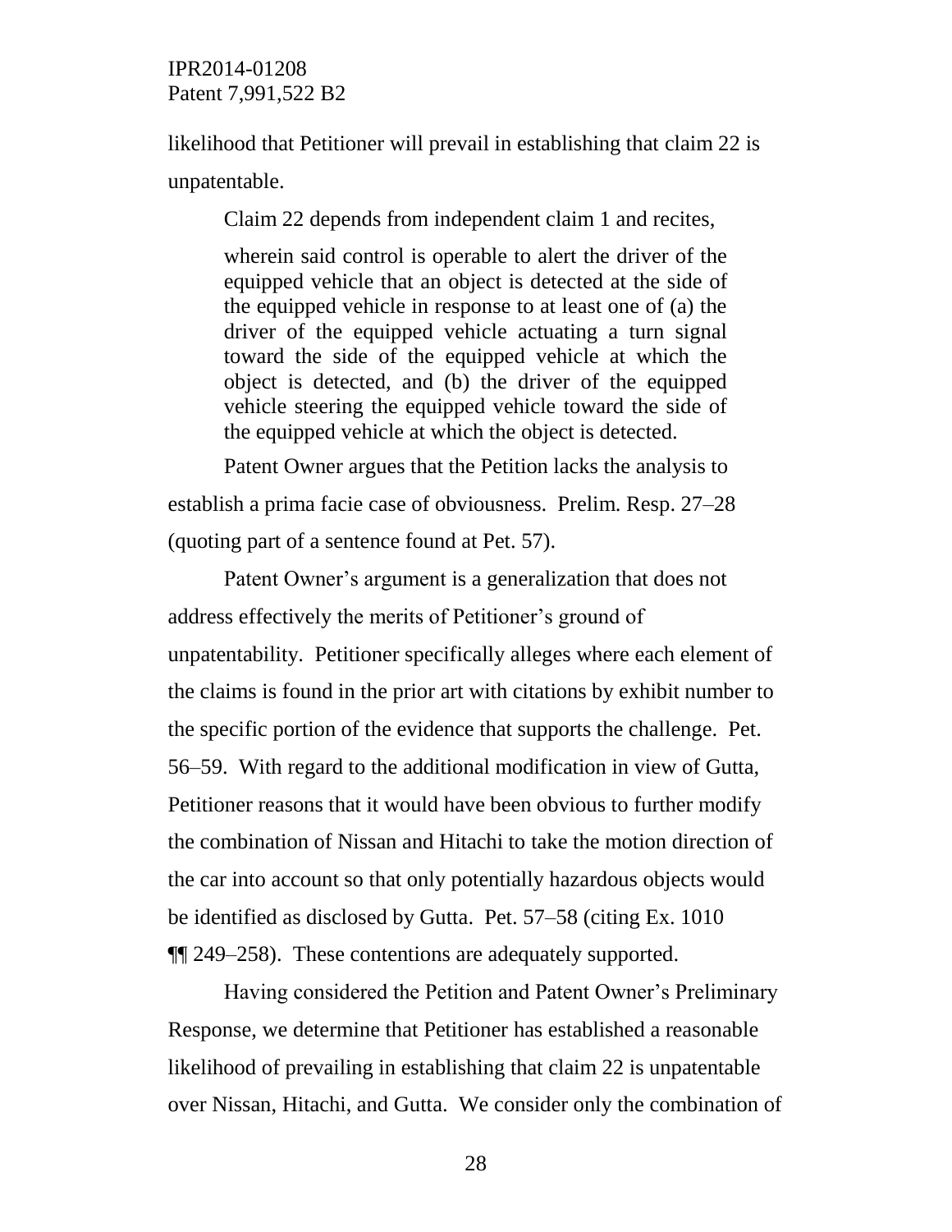likelihood that Petitioner will prevail in establishing that claim 22 is unpatentable.

Claim 22 depends from independent claim 1 and recites,

> wherein said control is operable to alert the driver of the equipped vehicle that an object is detected at the side of the equipped vehicle in response to at least one of (a) the driver of the equipped vehicle actuating a turn signal toward the side of the equipped vehicle at which the object is detected, and (b) the driver of the equipped vehicle steering the equipped vehicle toward the side of the equipped vehicle at which the object is detected.

Patent Owner argues that the Petition lacks the analysis to establish a prima facie case of obviousness. Prelim. Resp. 27–28 (quoting part of a sentence found at Pet. 57).

Patent Owner's argument is a generalization that does not address effectively the merits of Petitioner's ground of unpatentability. Petitioner specifically alleges where each element of the claims is found in the prior art with citations by exhibit number to the specific portion of the evidence that supports the challenge. Pet. 56–59. With regard to the additional modification in view of Gutta, Petitioner reasons that it would have been obvious to further modify the combination of Nissan and Hitachi to take the motion direction of the car into account so that only potentially hazardous objects would be identified as disclosed by Gutta. Pet. 57–58 (citing Ex. 1010 ¶¶ 249–258). These contentions are adequately supported.

Having considered the Petition and Patent Owner's Preliminary Response, we determine that Petitioner has established a reasonable likelihood of prevailing in establishing that claim 22 is unpatentable over Nissan, Hitachi, and Gutta. We consider only the combination of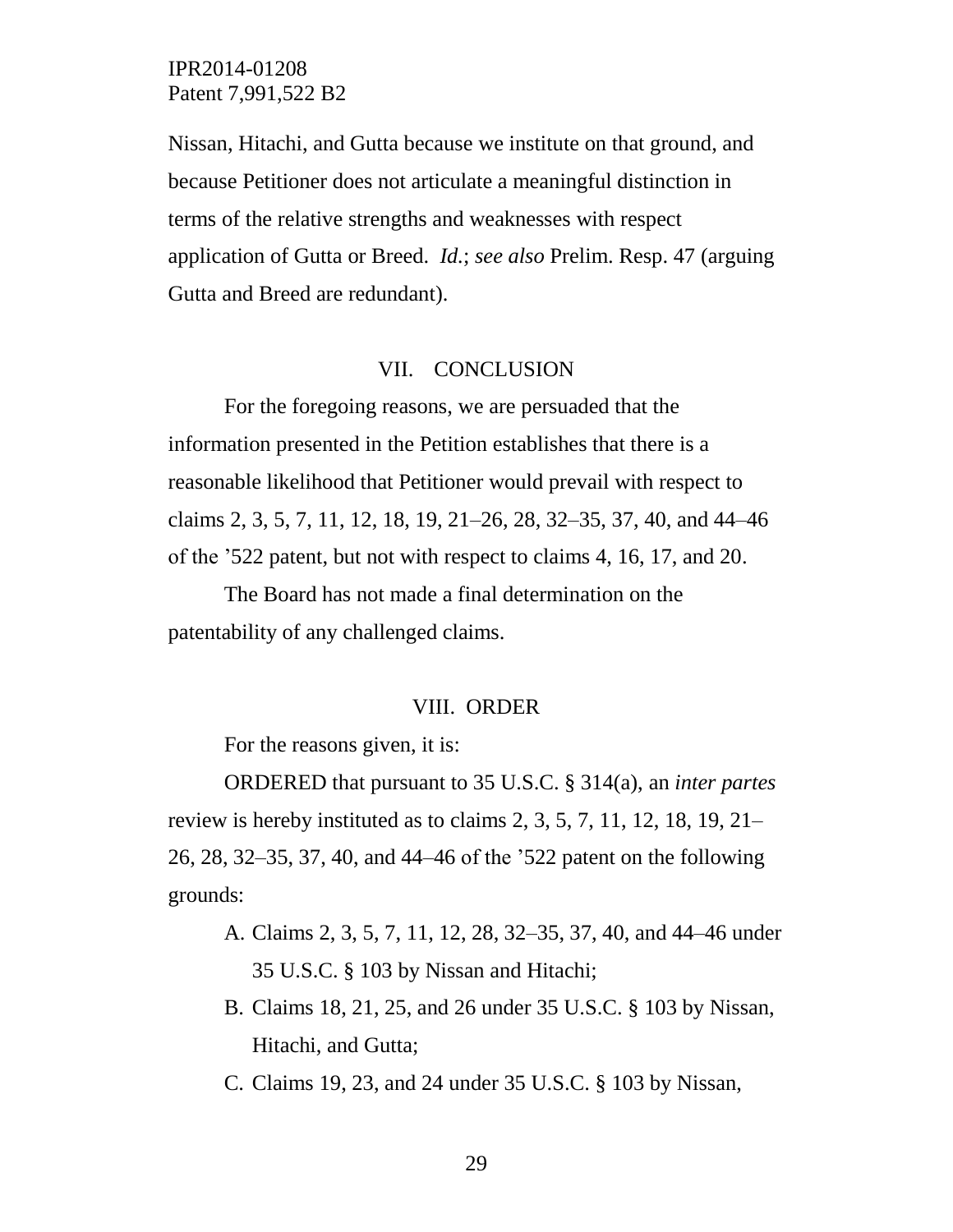Nissan, Hitachi, and Gutta because we institute on that ground, and because Petitioner does not articulate a meaningful distinction in terms of the relative strengths and weaknesses with respect application of Gutta or Breed. *Id.*; *see also* Prelim. Resp. 47 (arguing Gutta and Breed are redundant).

## VII. CONCLUSION

For the foregoing reasons, we are persuaded that the information presented in the Petition establishes that there is a reasonable likelihood that Petitioner would prevail with respect to claims 2, 3, 5, 7, 11, 12, 18, 19, 21–26, 28, 32–35, 37, 40, and 44–46 of the ’522 patent, but not with respect to claims 4, 16, 17, and 20.

The Board has not made a final determination on the patentability of any challenged claims.

## VIII. ORDER

For the reasons given, it is:

ORDERED that pursuant to 35 U.S.C. § 314(a), an *inter partes* review is hereby instituted as to claims 2, 3, 5, 7, 11, 12, 18, 19, 21–26, 28, 32–35, 37, 40, and 44–46 of the ’522 patent on the following grounds:

A. Claims 2, 3, 5, 7, 11, 12, 28, 32–35, 37, 40, and 44–46 under 35 U.S.C. § 103 by Nissan and Hitachi;

B. Claims 18, 21, 25, and 26 under 35 U.S.C. § 103 by Nissan, Hitachi, and Gutta;

C. Claims 19, 23, and 24 under 35 U.S.C. § 103 by Nissan,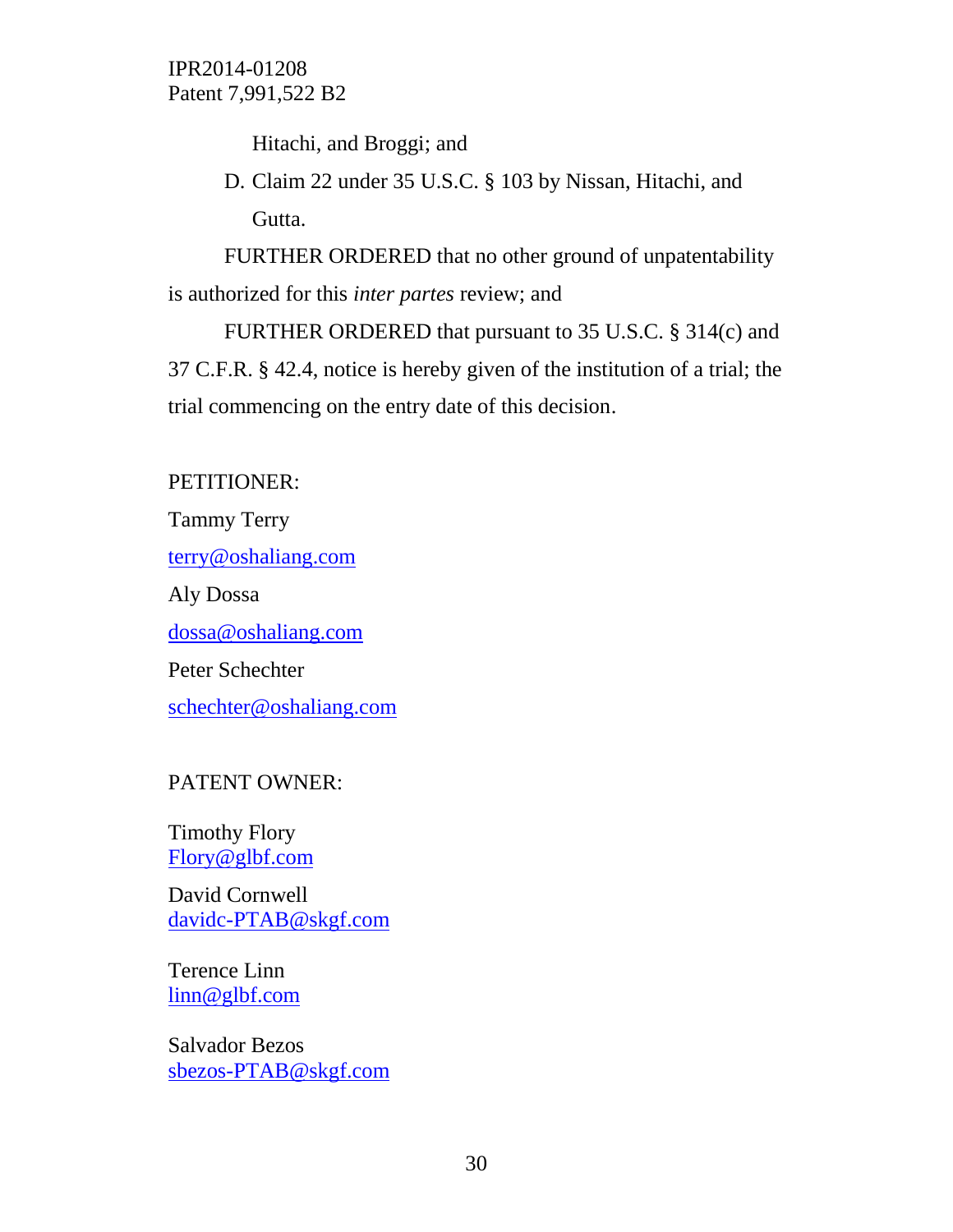Hitachi, and Broggi; and

D. Claim 22 under 35 U.S.C. § 103 by Nissan, Hitachi, and Gutta.

FURTHER ORDERED that no other ground of unpatentability is authorized for this *inter partes* review; and

FURTHER ORDERED that pursuant to 35 U.S.C. § 314(c) and 37 C.F.R. § 42.4, notice is hereby given of the institution of a trial; the trial commencing on the entry date of this decision.

PETITIONER:

Tammy Terry
terry@oshaliang.com

Aly Dossa
dossa@oshaliang.com

Peter Schechter
schechter@oshaliang.com

PATENT OWNER:

Timothy Flory
Flory@glbf.com

David Cornwell
davidc-PTAB@skgf.com

Terence Linn
linn@glbf.com

Salvador Bezos
sbezos-PTAB@skgf.com